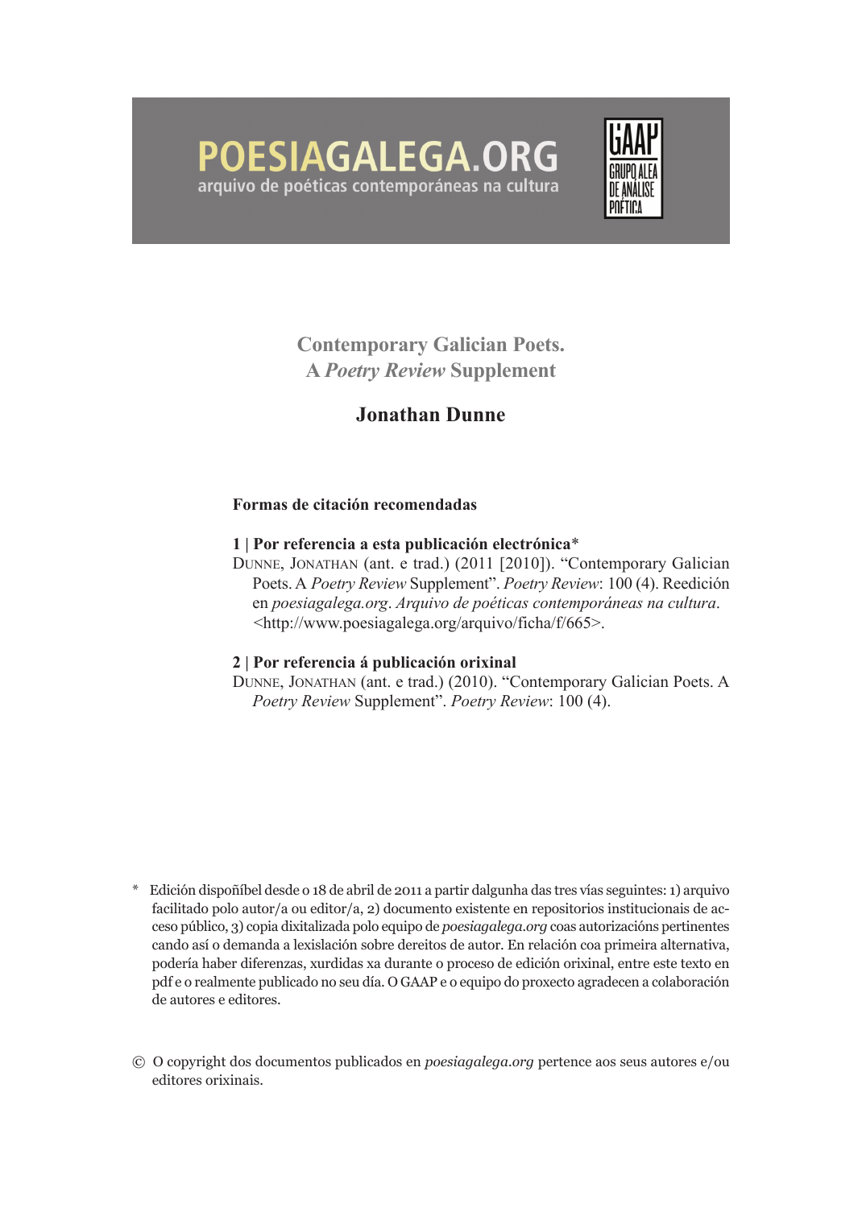**POESIAGALEGA.ORG**
arquivo de poéticas contemporáneas na cultura

GAAP
GRUPO ALEA DE ANÁLISE POÉTICA

# Contemporary Galician Poets. A *Poetry Review* Supplement

## Jonathan Dunne

**Formas de citación recomendadas**

**1 | Por referencia a esta publicación electrónica***

Dunne, Jonathan (ant. e trad.) (2011 [2010]). "Contemporary Galician Poets. A *Poetry Review* Supplement". *Poetry Review*: 100 (4). Reedición en *poesiagalega.org*. *Arquivo de poéticas contemporáneas na cultura*. <http://www.poesiagalega.org/arquivo/ficha/f/665>.

**2 | Por referencia á publicación orixinal**

Dunne, Jonathan (ant. e trad.) (2010). "Contemporary Galician Poets. A *Poetry Review* Supplement". *Poetry Review*: 100 (4).

\* Edición dispoñíbel desde o 18 de abril de 2011 a partir dalgunha das tres vías seguintes: 1) arquivo facilitado polo autor/a ou editor/a, 2) documento existente en repositorios institucionais de acceso público, 3) copia dixitalizada polo equipo de *poesiagalega.org* coas autorizacións pertinentes cando así o demanda a lexislación sobre dereitos de autor. En relación coa primeira alternativa, podería haber diferenzas, xurdidas xa durante o proceso de edición orixinal, entre este texto en pdf e o realmente publicado no seu día. O GAAP e o equipo do proxecto agradecen a colaboración de autores e editores.

© O copyright dos documentos publicados en *poesiagalega.org* pertence aos seus autores e/ou editores orixinais.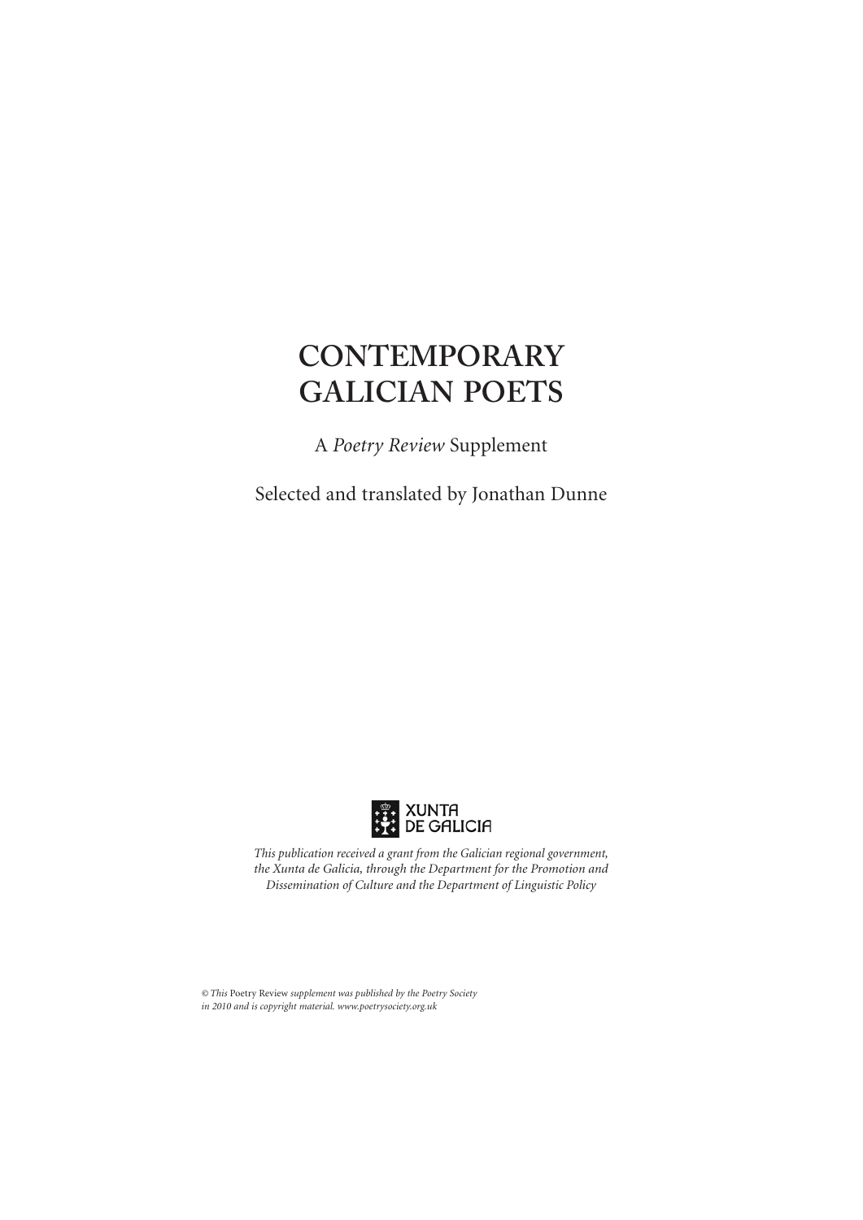# CONTEMPORARY GALICIAN POETS

A *Poetry Review* Supplement

Selected and translated by Jonathan Dunne

XUNTA DE GALICIA

*This publication received a grant from the Galician regional government, the Xunta de Galicia, through the Department for the Promotion and Dissemination of Culture and the Department of Linguistic Policy*

*© This* Poetry Review *supplement was published by the Poetry Society in 2010 and is copyright material. www.poetrysociety.org.uk*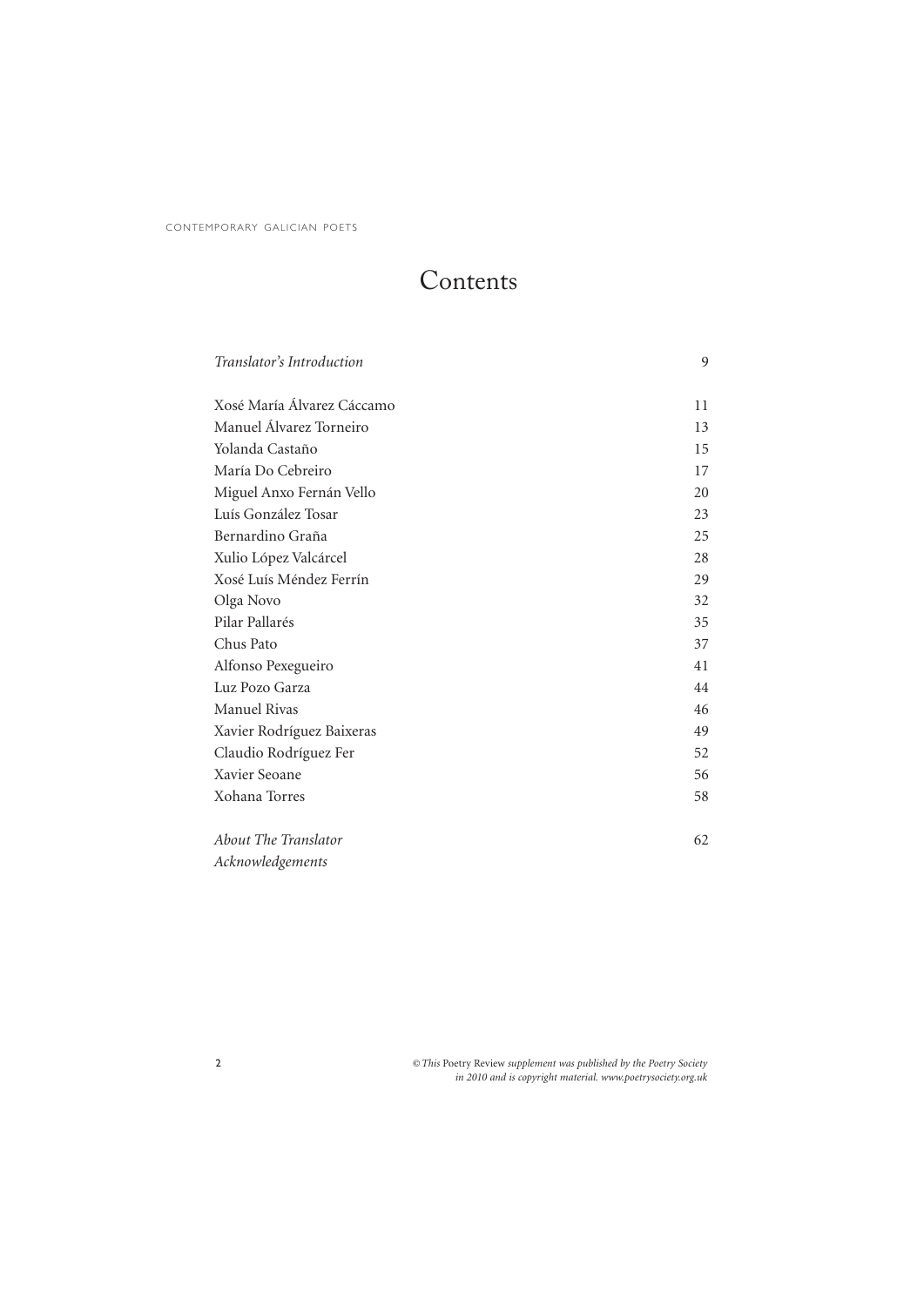# Contents

| | |
|---|---|
| *Translator's Introduction* | 9 |
| Xosé María Álvarez Cáccamo | 11 |
| Manuel Álvarez Torneiro | 13 |
| Yolanda Castaño | 15 |
| María Do Cebreiro | 17 |
| Miguel Anxo Fernán Vello | 20 |
| Luís González Tosar | 23 |
| Bernardino Graña | 25 |
| Xulio López Valcárcel | 28 |
| Xosé Luís Méndez Ferrín | 29 |
| Olga Novo | 32 |
| Pilar Pallarés | 35 |
| Chus Pato | 37 |
| Alfonso Pexegueiro | 41 |
| Luz Pozo Garza | 44 |
| Manuel Rivas | 46 |
| Xavier Rodríguez Baixeras | 49 |
| Claudio Rodríguez Fer | 52 |
| Xavier Seoane | 56 |
| Xohana Torres | 58 |
| *About The Translator* | 62 |
| *Acknowledgements* | |

*© This* Poetry Review *supplement was published by the Poetry Society in 2010 and is copyright material. www.poetrysociety.org.uk*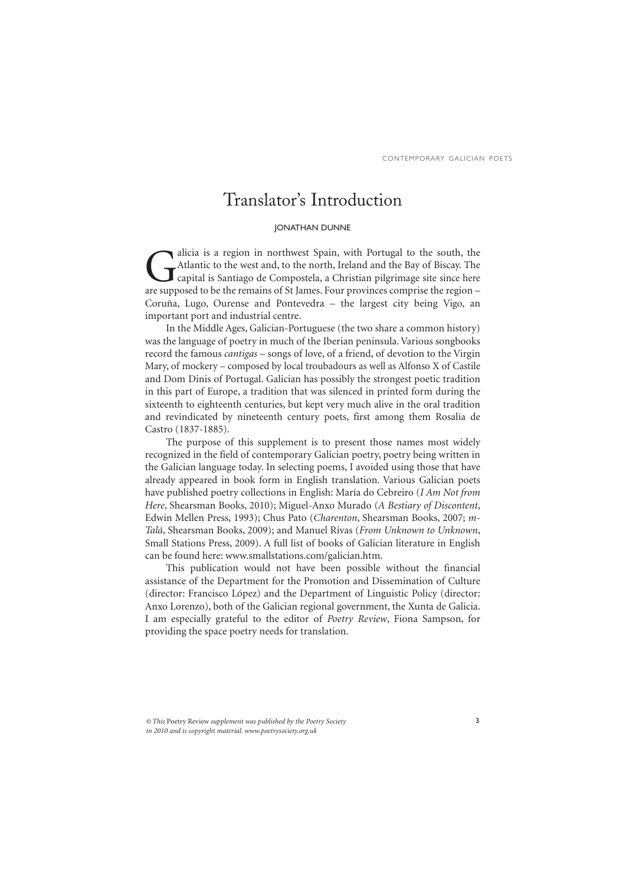# Translator's Introduction

JONATHAN DUNNE

Galicia is a region in northwest Spain, with Portugal to the south, the Atlantic to the west and, to the north, Ireland and the Bay of Biscay. The capital is Santiago de Compostela, a Christian pilgrimage site since here are supposed to be the remains of St James. Four provinces comprise the region – Coruña, Lugo, Ourense and Pontevedra – the largest city being Vigo, an important port and industrial centre.

In the Middle Ages, Galician-Portuguese (the two share a common history) was the language of poetry in much of the Iberian peninsula. Various songbooks record the famous *cantigas* – songs of love, of a friend, of devotion to the Virgin Mary, of mockery – composed by local troubadours as well as Alfonso X of Castile and Dom Dinis of Portugal. Galician has possibly the strongest poetic tradition in this part of Europe, a tradition that was silenced in printed form during the sixteenth to eighteenth centuries, but kept very much alive in the oral tradition and revindicated by nineteenth century poets, first among them Rosalía de Castro (1837-1885).

The purpose of this supplement is to present those names most widely recognized in the field of contemporary Galician poetry, poetry being written in the Galician language today. In selecting poems, I avoided using those that have already appeared in book form in English translation. Various Galician poets have published poetry collections in English: María do Cebreiro (*I Am Not from Here*, Shearsman Books, 2010); Miguel-Anxo Murado (*A Bestiary of Discontent*, Edwin Mellen Press, 1993); Chus Pato (*Charenton*, Shearsman Books, 2007; *m-Talá*, Shearsman Books, 2009); and Manuel Rivas (*From Unknown to Unknown*, Small Stations Press, 2009). A full list of books of Galician literature in English can be found here: www.smallstations.com/galician.htm.

This publication would not have been possible without the financial assistance of the Department for the Promotion and Dissemination of Culture (director: Francisco López) and the Department of Linguistic Policy (director: Anxo Lorenzo), both of the Galician regional government, the Xunta de Galicia. I am especially grateful to the editor of *Poetry Review*, Fiona Sampson, for providing the space poetry needs for translation.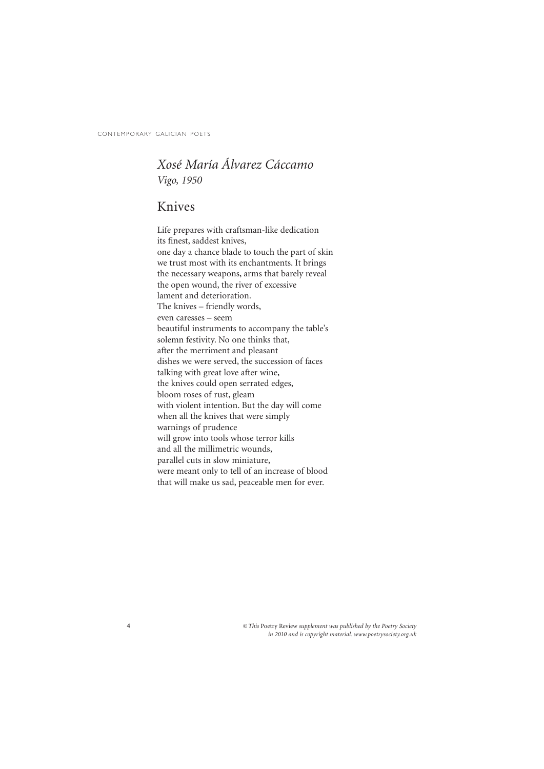*Xosé María Álvarez Cáccamo*
*Vigo, 1950*

## Knives

Life prepares with craftsman-like dedication
its finest, saddest knives,
one day a chance blade to touch the part of skin
we trust most with its enchantments. It brings
the necessary weapons, arms that barely reveal
the open wound, the river of excessive
lament and deterioration.
The knives – friendly words,
even caresses – seem
beautiful instruments to accompany the table's
solemn festivity. No one thinks that,
after the merriment and pleasant
dishes we were served, the succession of faces
talking with great love after wine,
the knives could open serrated edges,
bloom roses of rust, gleam
with violent intention. But the day will come
when all the knives that were simply
warnings of prudence
will grow into tools whose terror kills
and all the millimetric wounds,
parallel cuts in slow miniature,
were meant only to tell of an increase of blood
that will make us sad, peaceable men for ever.

*© This* Poetry Review *supplement was published by the Poetry Society in 2010 and is copyright material. www.poetrysociety.org.uk*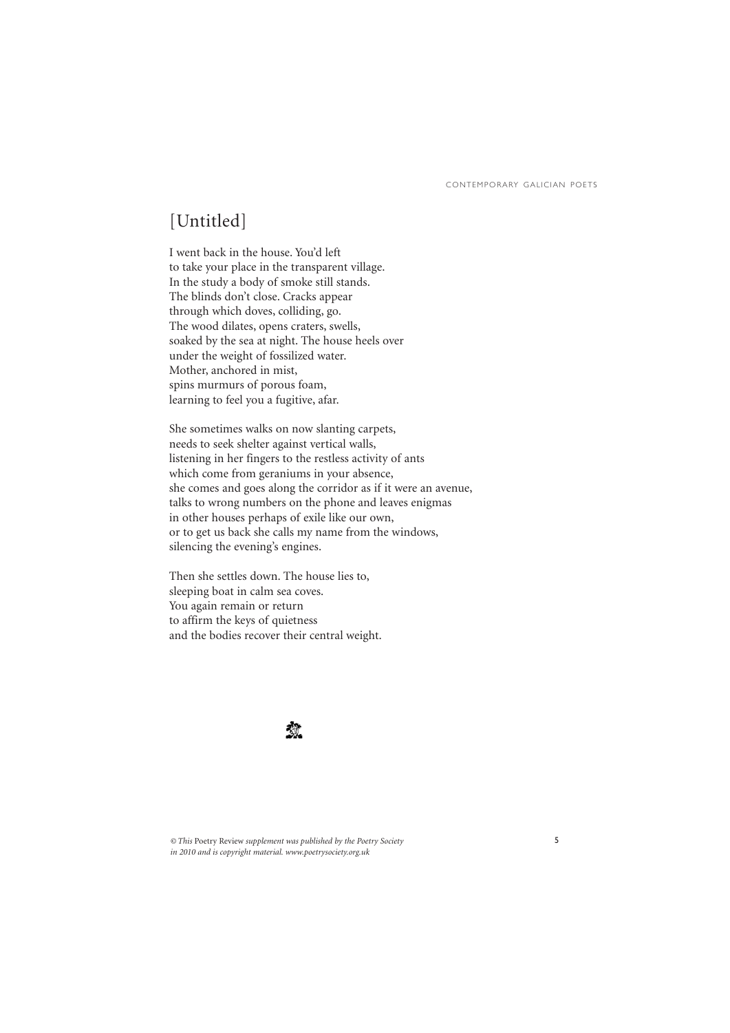## [Untitled]

I went back in the house. You'd left  
to take your place in the transparent village.  
In the study a body of smoke still stands.  
The blinds don't close. Cracks appear  
through which doves, colliding, go.  
The wood dilates, opens craters, swells,  
soaked by the sea at night. The house heels over  
under the weight of fossilized water.  
Mother, anchored in mist,  
spins murmurs of porous foam,  
learning to feel you a fugitive, afar.

She sometimes walks on now slanting carpets,  
needs to seek shelter against vertical walls,  
listening in her fingers to the restless activity of ants  
which come from geraniums in your absence,  
she comes and goes along the corridor as if it were an avenue,  
talks to wrong numbers on the phone and leaves enigmas  
in other houses perhaps of exile like our own,  
or to get us back she calls my name from the windows,  
silencing the evening's engines.

Then she settles down. The house lies to,  
sleeping boat in calm sea coves.  
You again remain or return  
to affirm the keys of quietness  
and the bodies recover their central weight.

*© This* Poetry Review *supplement was published by the Poetry Society in 2010 and is copyright material. www.poetrysociety.org.uk*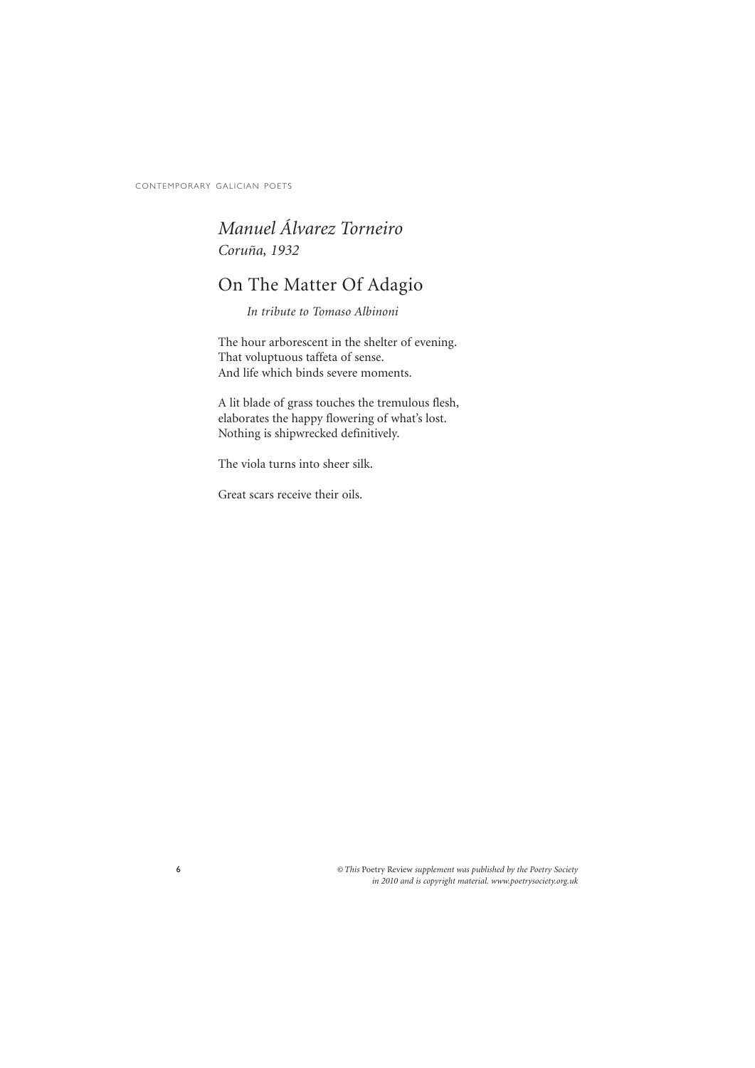*Manuel Álvarez Torneiro*
*Coruña, 1932*

## On The Matter Of Adagio

*In tribute to Tomaso Albinoni*

The hour arborescent in the shelter of evening.
That voluptuous taffeta of sense.
And life which binds severe moments.

A lit blade of grass touches the tremulous flesh,
elaborates the happy flowering of what's lost.
Nothing is shipwrecked definitively.

The viola turns into sheer silk.

Great scars receive their oils.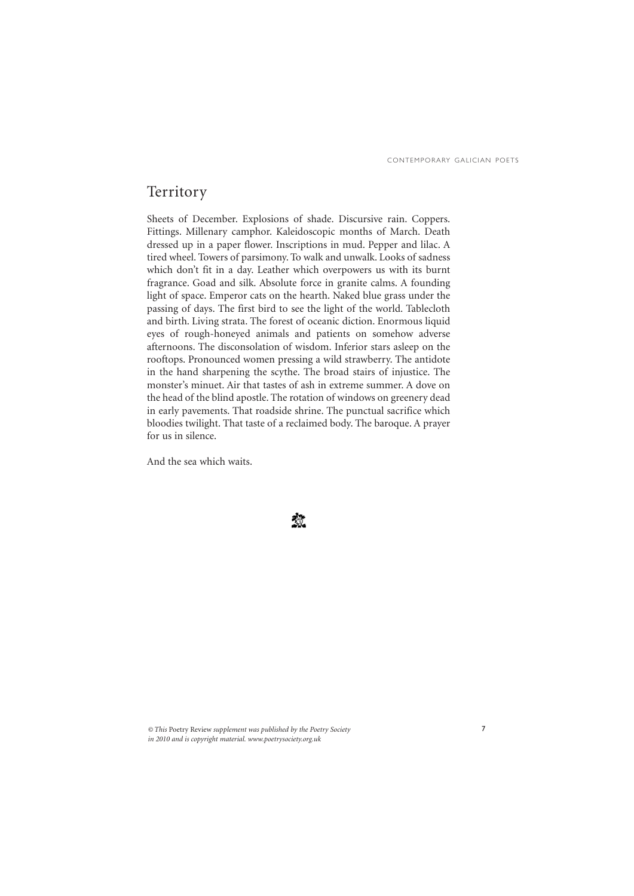## Territory

Sheets of December. Explosions of shade. Discursive rain. Coppers. Fittings. Millenary camphor. Kaleidoscopic months of March. Death dressed up in a paper flower. Inscriptions in mud. Pepper and lilac. A tired wheel. Towers of parsimony. To walk and unwalk. Looks of sadness which don't fit in a day. Leather which overpowers us with its burnt fragrance. Goad and silk. Absolute force in granite calms. A founding light of space. Emperor cats on the hearth. Naked blue grass under the passing of days. The first bird to see the light of the world. Tablecloth and birth. Living strata. The forest of oceanic diction. Enormous liquid eyes of rough-honeyed animals and patients on somehow adverse afternoons. The disconsolation of wisdom. Inferior stars asleep on the rooftops. Pronounced women pressing a wild strawberry. The antidote in the hand sharpening the scythe. The broad stairs of injustice. The monster's minuet. Air that tastes of ash in extreme summer. A dove on the head of the blind apostle. The rotation of windows on greenery dead in early pavements. That roadside shrine. The punctual sacrifice which bloodies twilight. That taste of a reclaimed body. The baroque. A prayer for us in silence.

And the sea which waits.

*© This* Poetry Review *supplement was published by the Poetry Society in 2010 and is copyright material. www.poetrysociety.org.uk*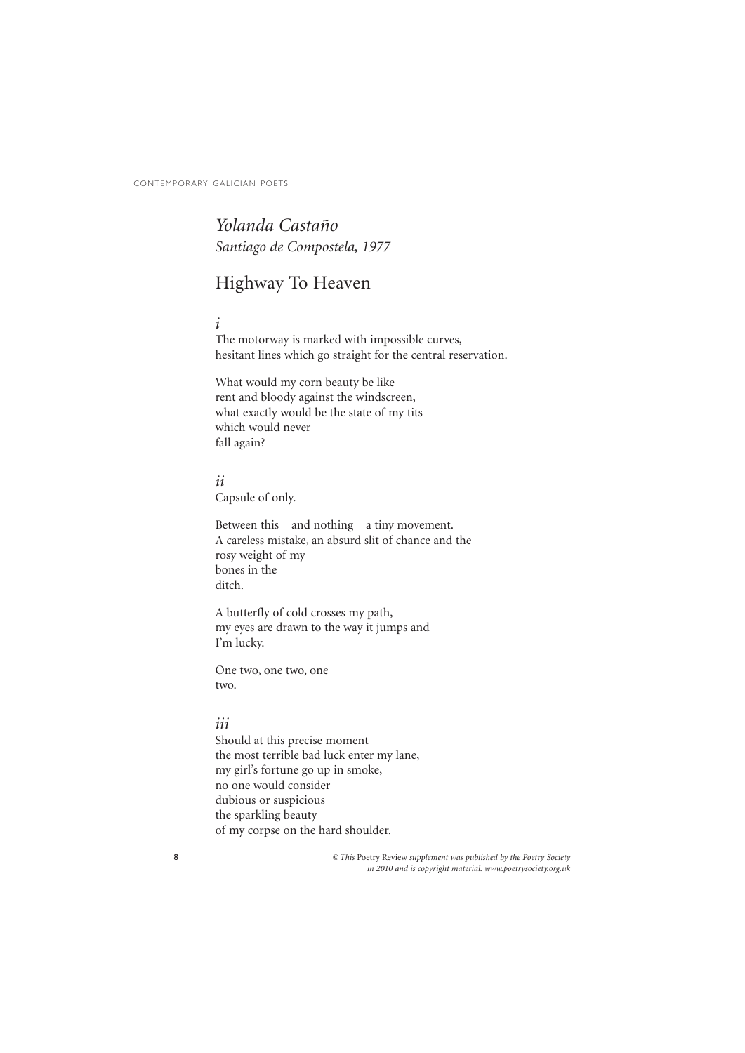*Yolanda Castaño*
*Santiago de Compostela, 1977*

## Highway To Heaven

*i*
The motorway is marked with impossible curves,
hesitant lines which go straight for the central reservation.

What would my corn beauty be like
rent and bloody against the windscreen,
what exactly would be the state of my tits
which would never
fall again?

*ii*
Capsule of only.

Between this   and nothing   a tiny movement.
A careless mistake, an absurd slit of chance and the
rosy weight of my
bones in the
ditch.

A butterfly of cold crosses my path,
my eyes are drawn to the way it jumps and
I'm lucky.

One two, one two, one
two.

*iii*
Should at this precise moment
the most terrible bad luck enter my lane,
my girl's fortune go up in smoke,
no one would consider
dubious or suspicious
the sparkling beauty
of my corpse on the hard shoulder.

*© This* Poetry Review *supplement was published by the Poetry Society in 2010 and is copyright material. www.poetrysociety.org.uk*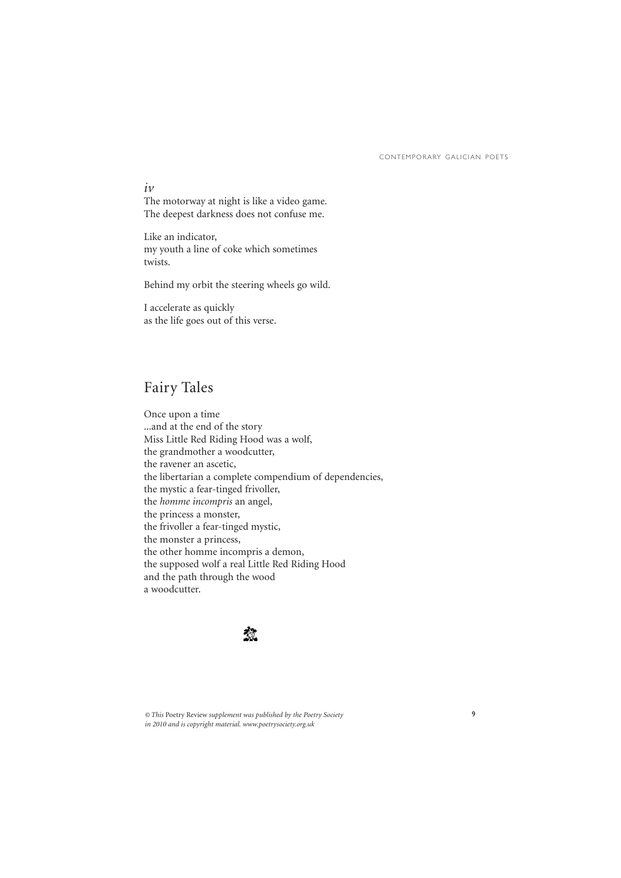*iv*
The motorway at night is like a video game.
The deepest darkness does not confuse me.

Like an indicator,
my youth a line of coke which sometimes
twists.

Behind my orbit the steering wheels go wild.

I accelerate as quickly
as the life goes out of this verse.

## Fairy Tales

Once upon a time
...and at the end of the story
Miss Little Red Riding Hood was a wolf,
the grandmother a woodcutter,
the ravener an ascetic,
the libertarian a complete compendium of dependencies,
the mystic a fear-tinged frivoller,
the *homme incompris* an angel,
the princess a monster,
the frivoller a fear-tinged mystic,
the monster a princess,
the other homme incompris a demon,
the supposed wolf a real Little Red Riding Hood
and the path through the wood
a woodcutter.

*© This* Poetry Review *supplement was published by the Poetry Society in 2010 and is copyright material. www.poetrysociety.org.uk*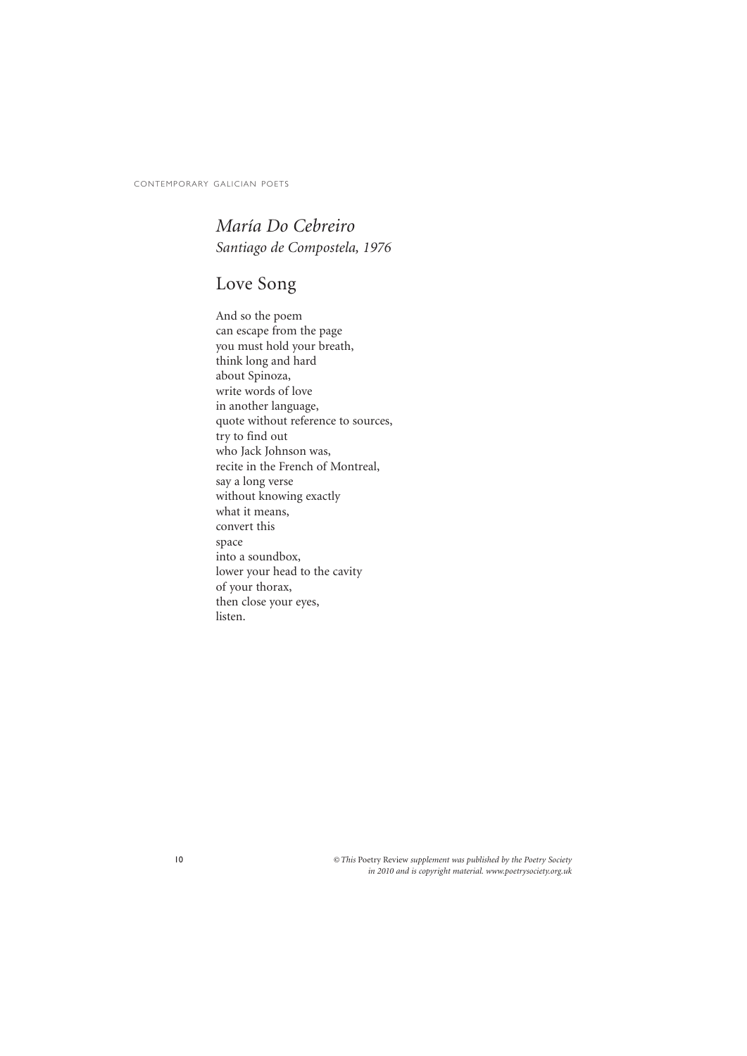## *María Do Cebreiro*

*Santiago de Compostela, 1976*

## Love Song

And so the poem
can escape from the page
you must hold your breath,
think long and hard
about Spinoza,
write words of love
in another language,
quote without reference to sources,
try to find out
who Jack Johnson was,
recite in the French of Montreal,
say a long verse
without knowing exactly
what it means,
convert this
space
into a soundbox,
lower your head to the cavity
of your thorax,
then close your eyes,
listen.

*© This* Poetry Review *supplement was published by the Poetry Society in 2010 and is copyright material. www.poetrysociety.org.uk*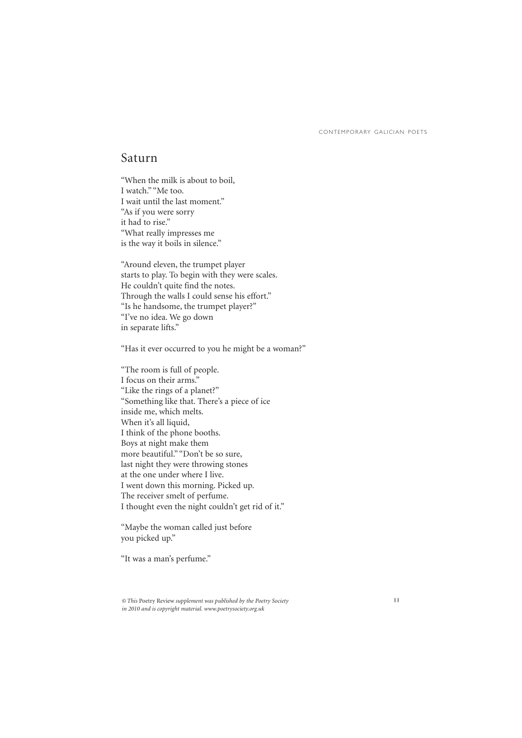## Saturn

"When the milk is about to boil,  
I watch." "Me too.  
I wait until the last moment."  
"As if you were sorry  
it had to rise."  
"What really impresses me  
is the way it boils in silence."

"Around eleven, the trumpet player  
starts to play. To begin with they were scales.  
He couldn't quite find the notes.  
Through the walls I could sense his effort."  
"Is he handsome, the trumpet player?"  
"I've no idea. We go down  
in separate lifts."

"Has it ever occurred to you he might be a woman?"

"The room is full of people.  
I focus on their arms."  
"Like the rings of a planet?"  
"Something like that. There's a piece of ice  
inside me, which melts.  
When it's all liquid,  
I think of the phone booths.  
Boys at night make them  
more beautiful." "Don't be so sure,  
last night they were throwing stones  
at the one under where I live.  
I went down this morning. Picked up.  
The receiver smelt of perfume.  
I thought even the night couldn't get rid of it."

"Maybe the woman called just before  
you picked up."

"It was a man's perfume."

*© This* Poetry Review *supplement was published by the Poetry Society in 2010 and is copyright material. www.poetrysociety.org.uk*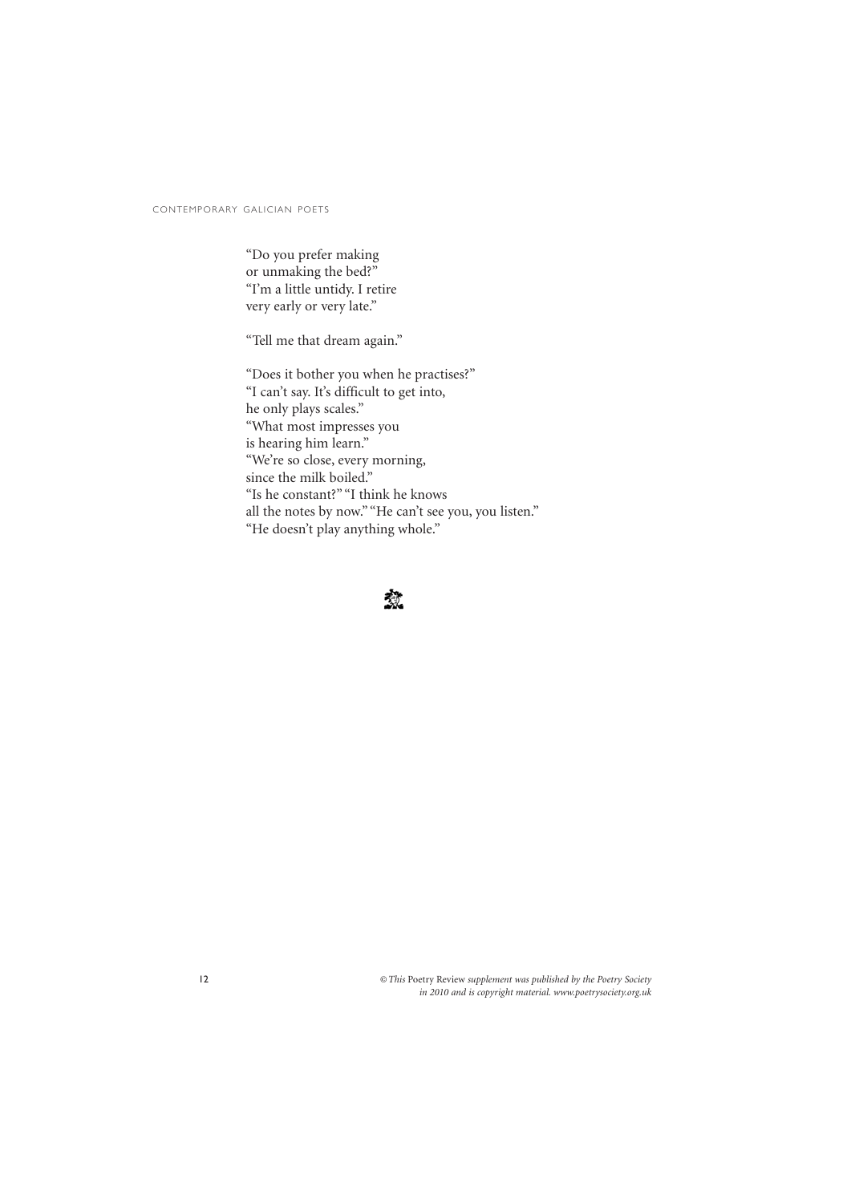"Do you prefer making  
or unmaking the bed?"  
"I'm a little untidy. I retire  
very early or very late."

"Tell me that dream again."

"Does it bother you when he practises?"  
"I can't say. It's difficult to get into,  
he only plays scales."  
"What most impresses you  
is hearing him learn."  
"We're so close, every morning,  
since the milk boiled."  
"Is he constant?" "I think he knows  
all the notes by now." "He can't see you, you listen."  
"He doesn't play anything whole."

*© This* Poetry Review *supplement was published by the Poetry Society in 2010 and is copyright material. www.poetrysociety.org.uk*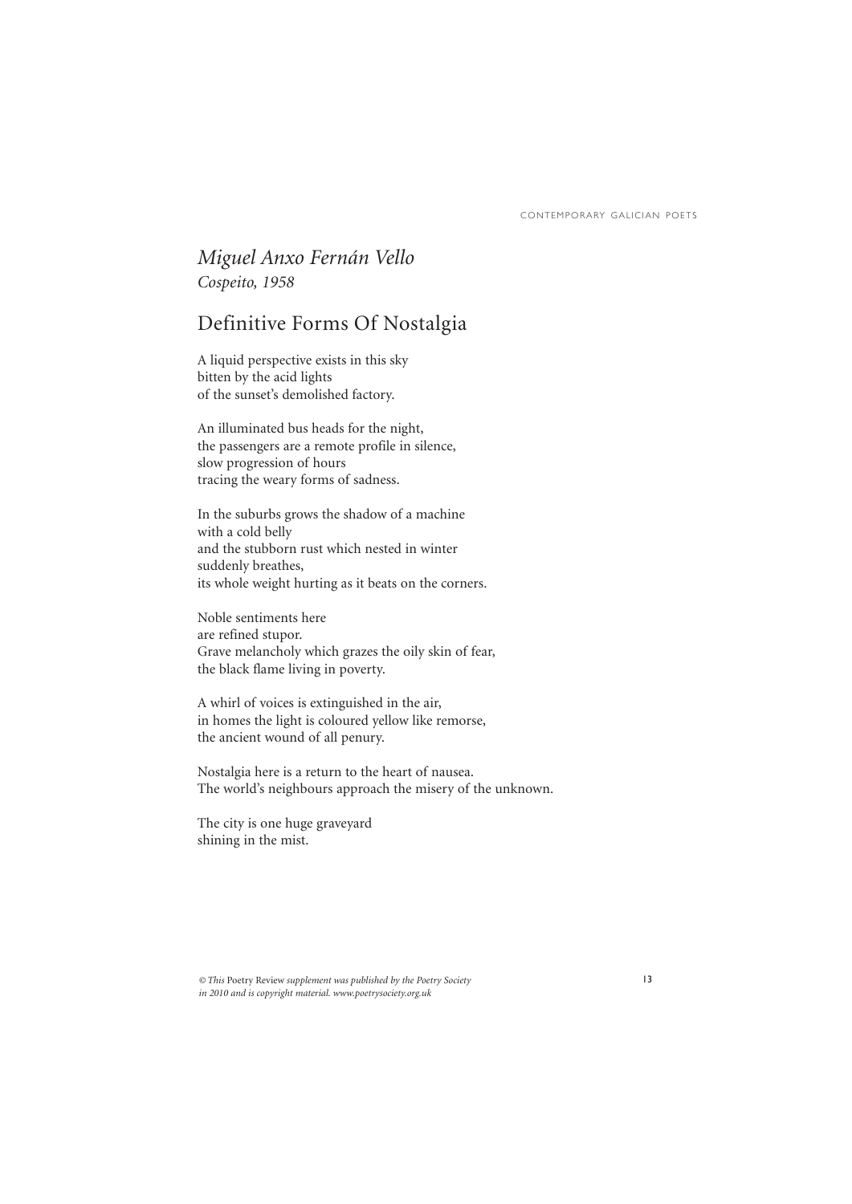*Miguel Anxo Fernán Vello*
*Cospeito, 1958*

## Definitive Forms Of Nostalgia

A liquid perspective exists in this sky
bitten by the acid lights
of the sunset's demolished factory.

An illuminated bus heads for the night,
the passengers are a remote profile in silence,
slow progression of hours
tracing the weary forms of sadness.

In the suburbs grows the shadow of a machine
with a cold belly
and the stubborn rust which nested in winter
suddenly breathes,
its whole weight hurting as it beats on the corners.

Noble sentiments here
are refined stupor.
Grave melancholy which grazes the oily skin of fear,
the black flame living in poverty.

A whirl of voices is extinguished in the air,
in homes the light is coloured yellow like remorse,
the ancient wound of all penury.

Nostalgia here is a return to the heart of nausea.
The world's neighbours approach the misery of the unknown.

The city is one huge graveyard
shining in the mist.

*© This* Poetry Review *supplement was published by the Poetry Society in 2010 and is copyright material. www.poetrysociety.org.uk*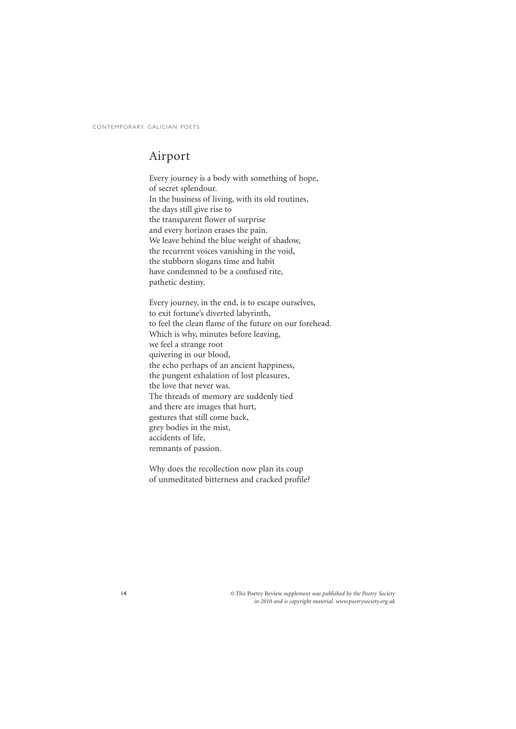## Airport

Every journey is a body with something of hope,
of secret splendour.
In the business of living, with its old routines,
the days still give rise to
the transparent flower of surprise
and every horizon erases the pain.
We leave behind the blue weight of shadow,
the recurrent voices vanishing in the void,
the stubborn slogans time and habit
have condemned to be a confused rite,
pathetic destiny.

Every journey, in the end, is to escape ourselves,
to exit fortune's diverted labyrinth,
to feel the clean flame of the future on our forehead.
Which is why, minutes before leaving,
we feel a strange root
quivering in our blood,
the echo perhaps of an ancient happiness,
the pungent exhalation of lost pleasures,
the love that never was.
The threads of memory are suddenly tied
and there are images that hurt,
gestures that still come back,
grey bodies in the mist,
accidents of life,
remnants of passion.

Why does the recollection now plan its coup
of unmeditated bitterness and cracked profile?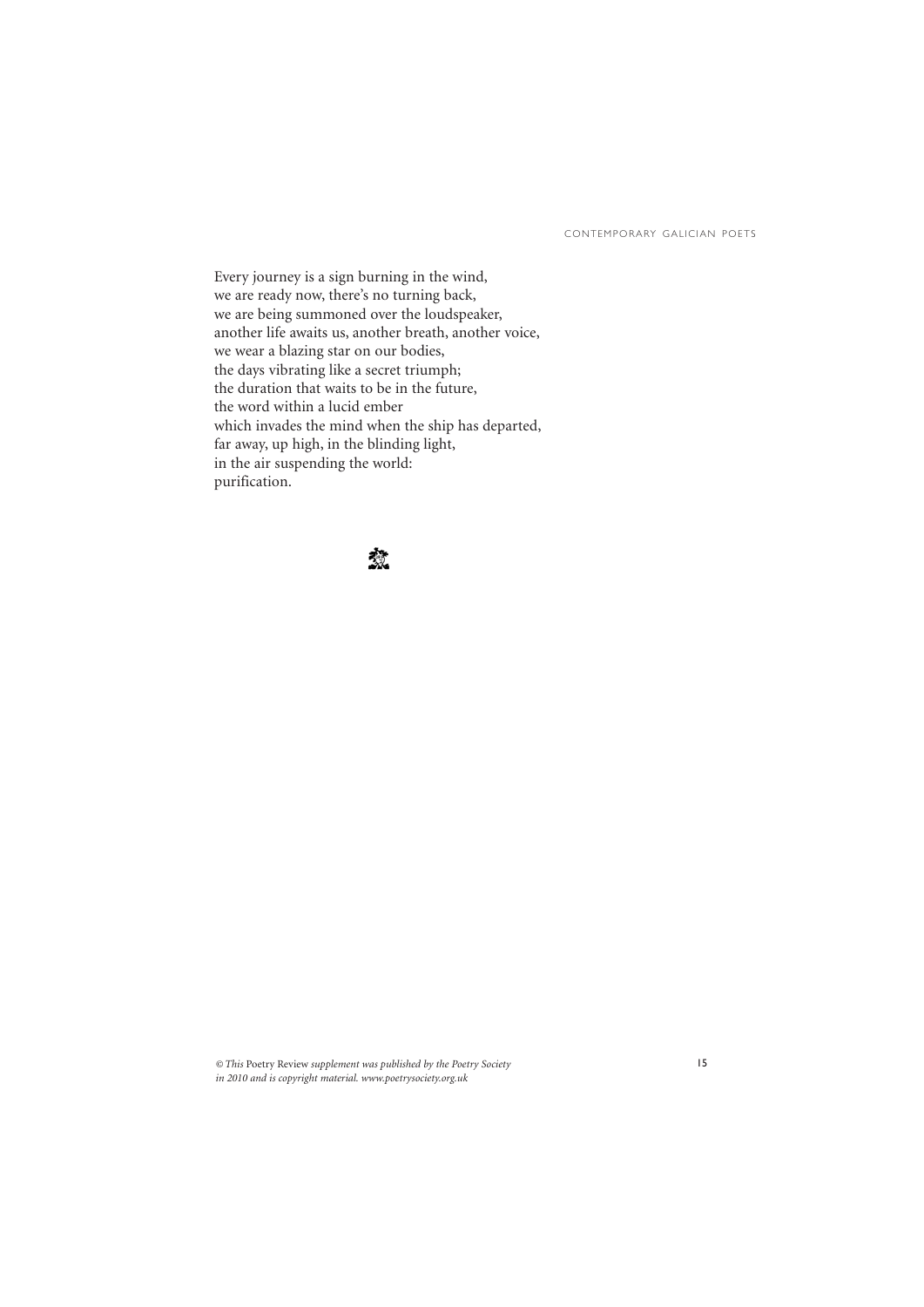Every journey is a sign burning in the wind,  
we are ready now, there's no turning back,  
we are being summoned over the loudspeaker,  
another life awaits us, another breath, another voice,  
we wear a blazing star on our bodies,  
the days vibrating like a secret triumph;  
the duration that waits to be in the future,  
the word within a lucid ember  
which invades the mind when the ship has departed,  
far away, up high, in the blinding light,  
in the air suspending the world:  
purification.

*© This* Poetry Review *supplement was published by the Poetry Society in 2010 and is copyright material. www.poetrysociety.org.uk*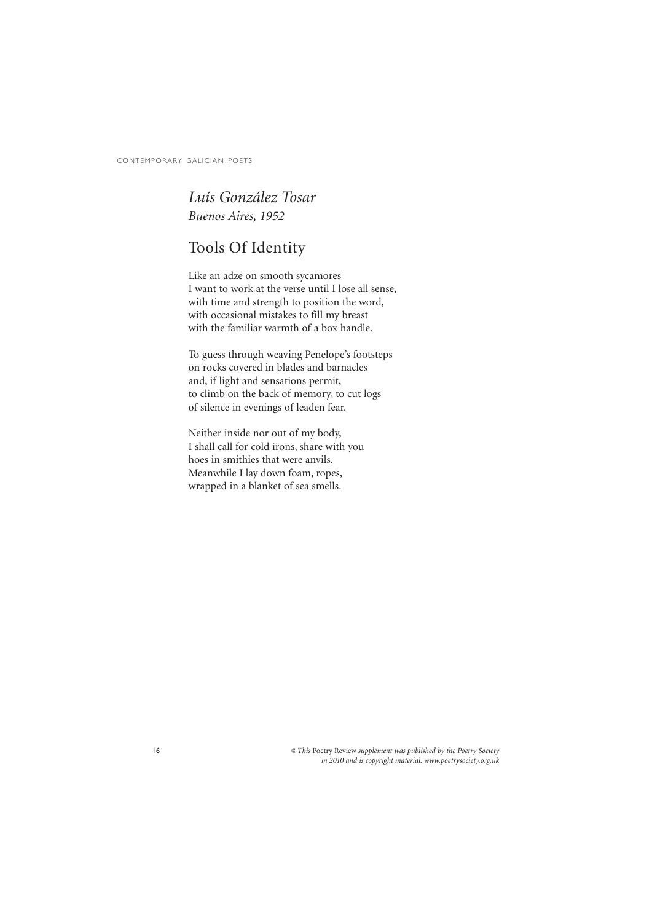*Luís González Tosar*
*Buenos Aires, 1952*

## Tools Of Identity

Like an adze on smooth sycamores
I want to work at the verse until I lose all sense,
with time and strength to position the word,
with occasional mistakes to fill my breast
with the familiar warmth of a box handle.

To guess through weaving Penelope's footsteps
on rocks covered in blades and barnacles
and, if light and sensations permit,
to climb on the back of memory, to cut logs
of silence in evenings of leaden fear.

Neither inside nor out of my body,
I shall call for cold irons, share with you
hoes in smithies that were anvils.
Meanwhile I lay down foam, ropes,
wrapped in a blanket of sea smells.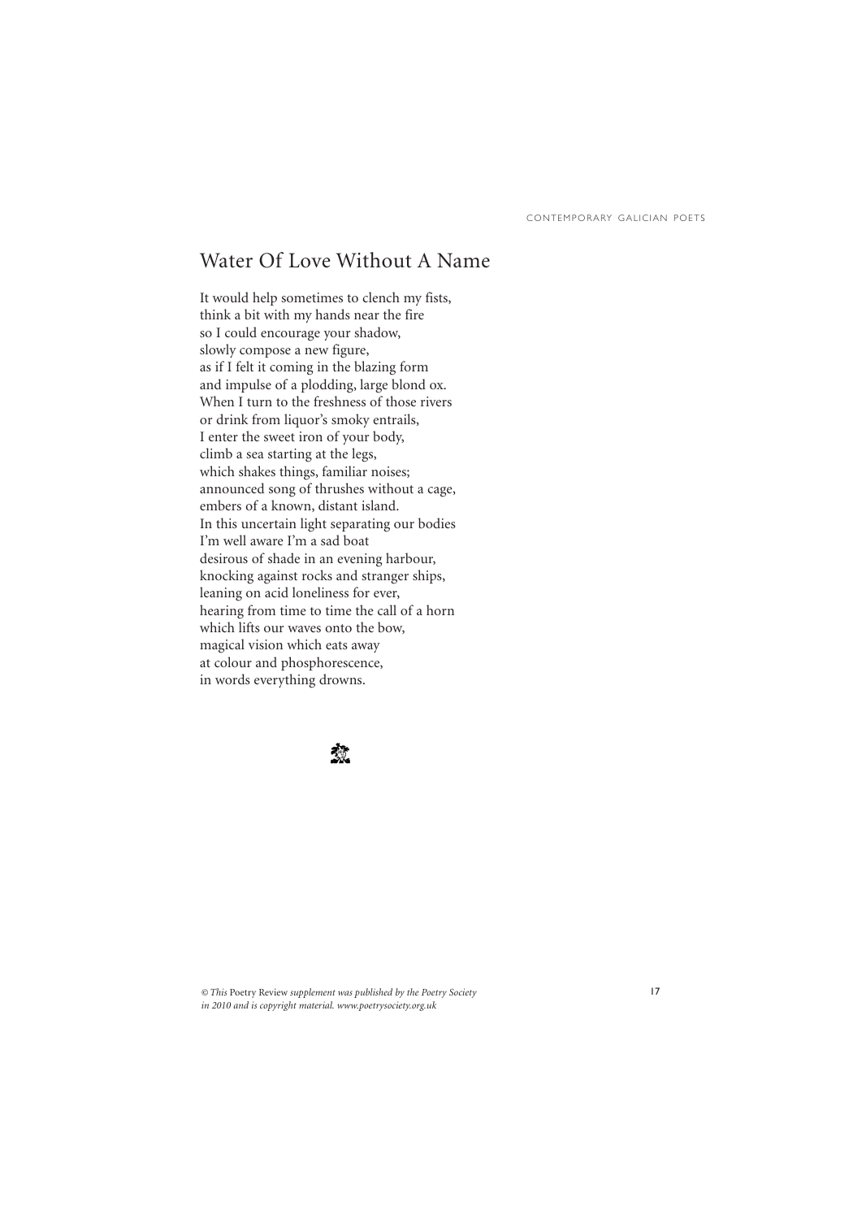# Water Of Love Without A Name

It would help sometimes to clench my fists,
think a bit with my hands near the fire
so I could encourage your shadow,
slowly compose a new figure,
as if I felt it coming in the blazing form
and impulse of a plodding, large blond ox.
When I turn to the freshness of those rivers
or drink from liquor's smoky entrails,
I enter the sweet iron of your body,
climb a sea starting at the legs,
which shakes things, familiar noises;
announced song of thrushes without a cage,
embers of a known, distant island.
In this uncertain light separating our bodies
I'm well aware I'm a sad boat
desirous of shade in an evening harbour,
knocking against rocks and stranger ships,
leaning on acid loneliness for ever,
hearing from time to time the call of a horn
which lifts our waves onto the bow,
magical vision which eats away
at colour and phosphorescence,
in words everything drowns.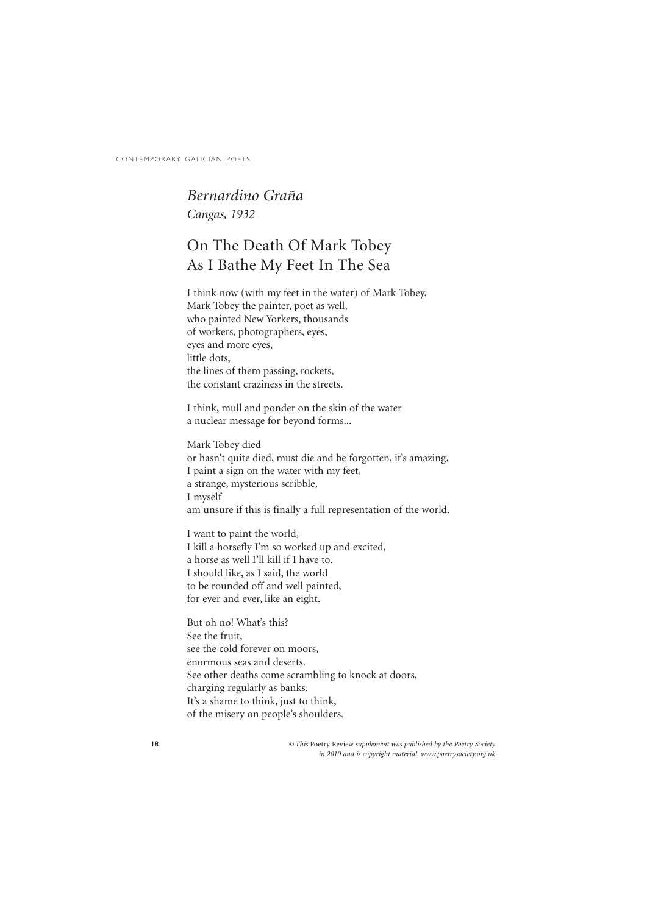## *Bernardino Graña*

*Cangas, 1932*

# On The Death Of Mark Tobey As I Bathe My Feet In The Sea

I think now (with my feet in the water) of Mark Tobey,
Mark Tobey the painter, poet as well,
who painted New Yorkers, thousands
of workers, photographers, eyes,
eyes and more eyes,
little dots,
the lines of them passing, rockets,
the constant craziness in the streets.

I think, mull and ponder on the skin of the water
a nuclear message for beyond forms...

Mark Tobey died
or hasn't quite died, must die and be forgotten, it's amazing,
I paint a sign on the water with my feet,
a strange, mysterious scribble,
I myself
am unsure if this is finally a full representation of the world.

I want to paint the world,
I kill a horsefly I'm so worked up and excited,
a horse as well I'll kill if I have to.
I should like, as I said, the world
to be rounded off and well painted,
for ever and ever, like an eight.

But oh no! What's this?
See the fruit,
see the cold forever on moors,
enormous seas and deserts.
See other deaths come scrambling to knock at doors,
charging regularly as banks.
It's a shame to think, just to think,
of the misery on people's shoulders.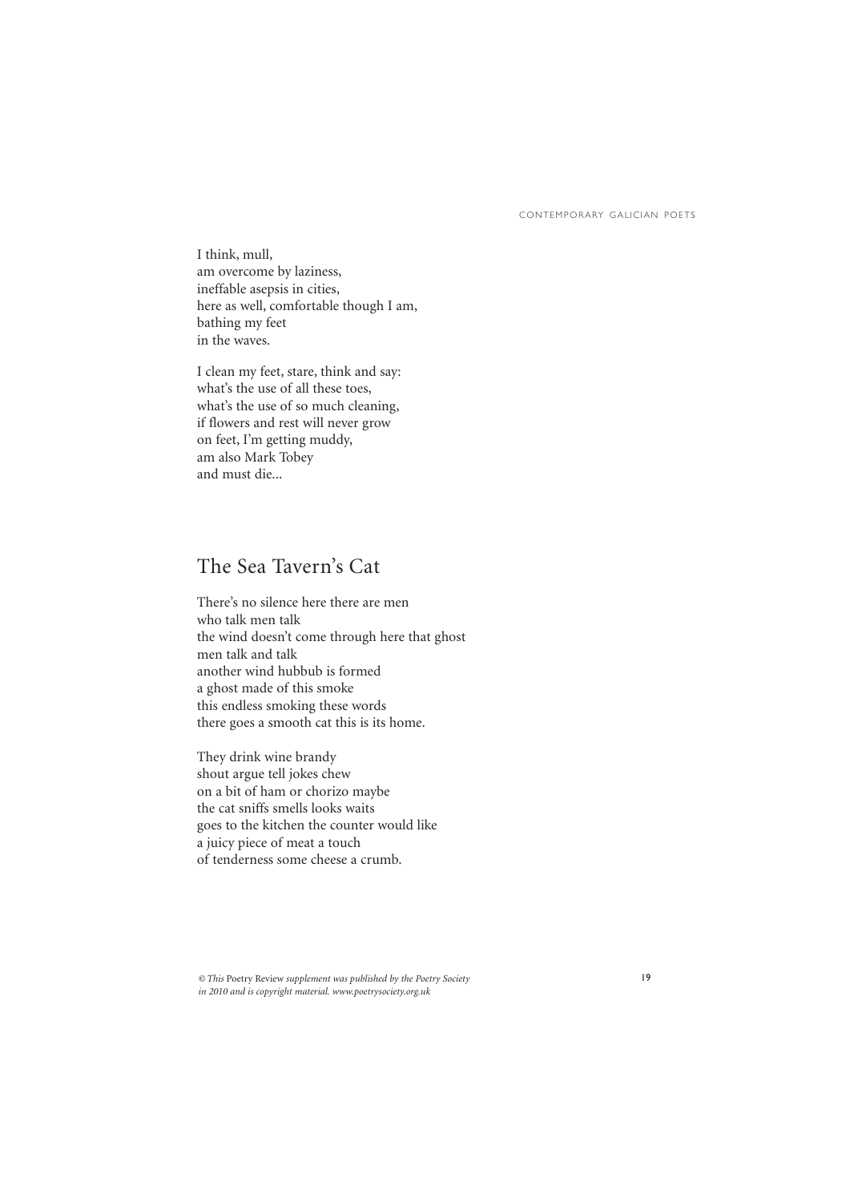I think, mull,
am overcome by laziness,
ineffable asepsis in cities,
here as well, comfortable though I am,
bathing my feet
in the waves.

I clean my feet, stare, think and say:
what's the use of all these toes,
what's the use of so much cleaning,
if flowers and rest will never grow
on feet, I'm getting muddy,
am also Mark Tobey
and must die...

## The Sea Tavern's Cat

There's no silence here there are men
who talk men talk
the wind doesn't come through here that ghost
men talk and talk
another wind hubbub is formed
a ghost made of this smoke
this endless smoking these words
there goes a smooth cat this is its home.

They drink wine brandy
shout argue tell jokes chew
on a bit of ham or chorizo maybe
the cat sniffs smells looks waits
goes to the kitchen the counter would like
a juicy piece of meat a touch
of tenderness some cheese a crumb.

*© This* Poetry Review *supplement was published by the Poetry Society in 2010 and is copyright material. www.poetrysociety.org.uk*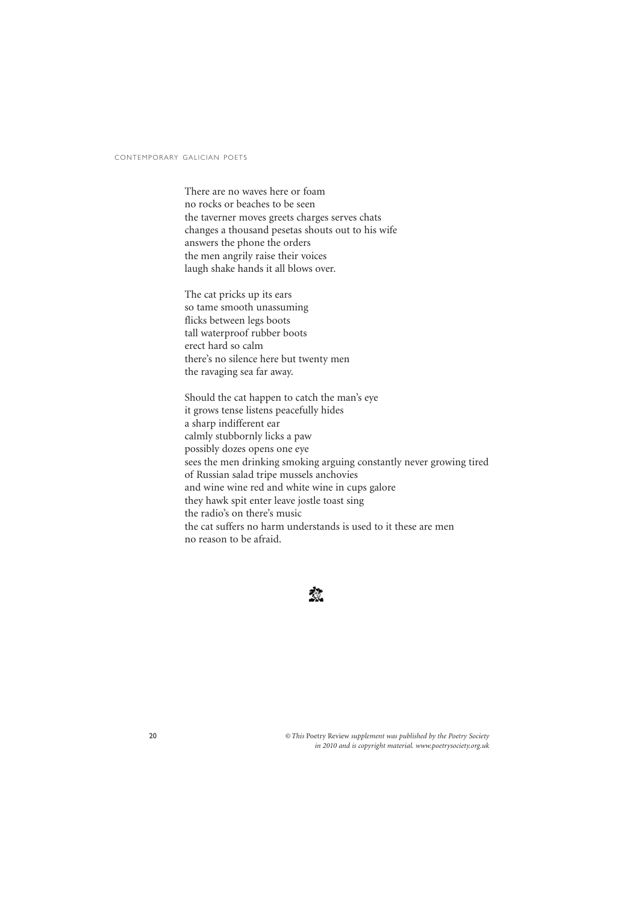There are no waves here or foam
no rocks or beaches to be seen
the taverner moves greets charges serves chats
changes a thousand pesetas shouts out to his wife
answers the phone the orders
the men angrily raise their voices
laugh shake hands it all blows over.

The cat pricks up its ears
so tame smooth unassuming
flicks between legs boots
tall waterproof rubber boots
erect hard so calm
there's no silence here but twenty men
the ravaging sea far away.

Should the cat happen to catch the man's eye
it grows tense listens peacefully hides
a sharp indifferent ear
calmly stubbornly licks a paw
possibly dozes opens one eye
sees the men drinking smoking arguing constantly never growing tired
of Russian salad tripe mussels anchovies
and wine wine red and white wine in cups galore
they hawk spit enter leave jostle toast sing
the radio's on there's music
the cat suffers no harm understands is used to it these are men
no reason to be afraid.

*© This* Poetry Review *supplement was published by the Poetry Society in 2010 and is copyright material. www.poetrysociety.org.uk*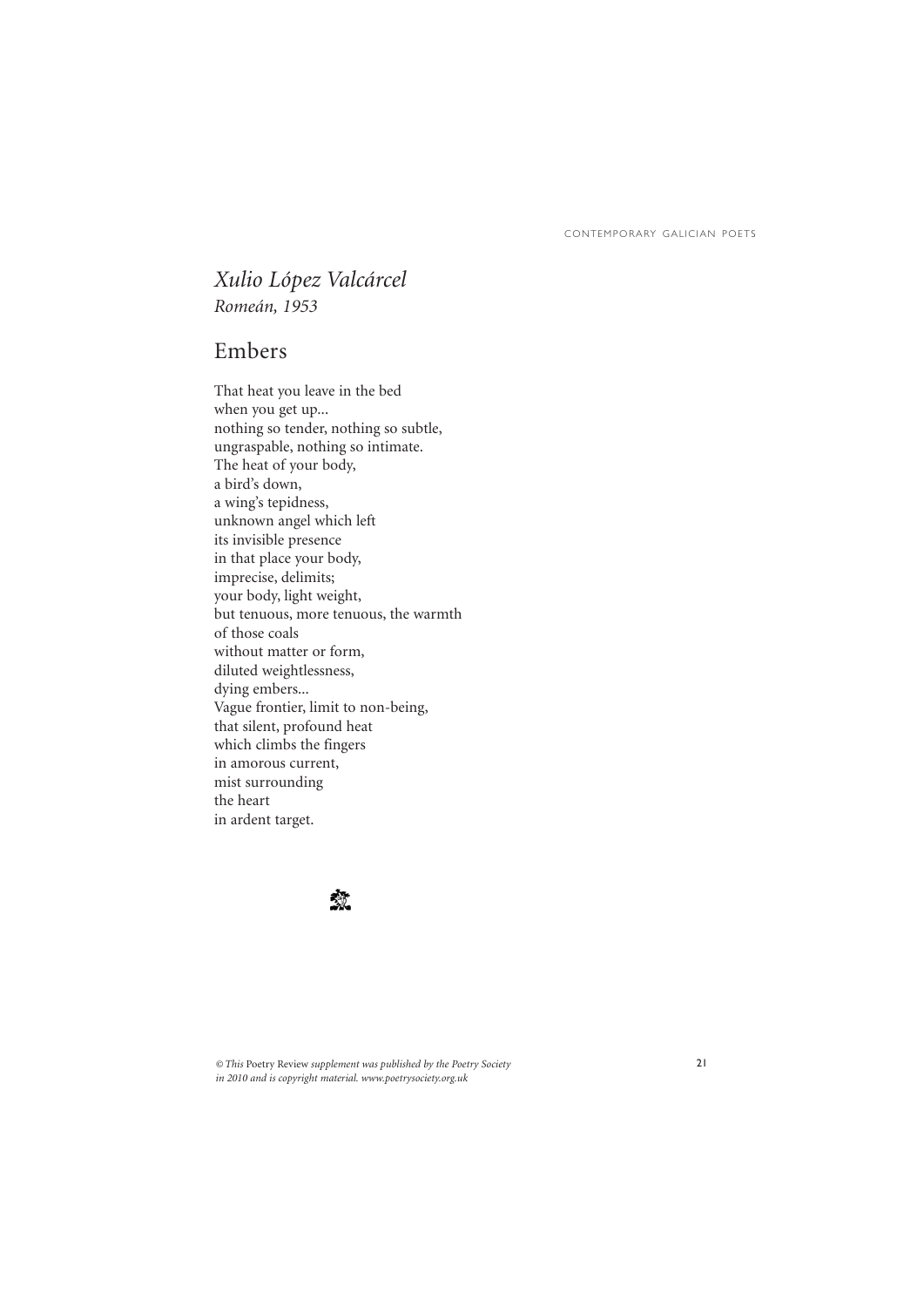*Xulio López Valcárcel*
*Romeán, 1953*

## Embers

That heat you leave in the bed
when you get up...
nothing so tender, nothing so subtle,
ungraspable, nothing so intimate.
The heat of your body,
a bird's down,
a wing's tepidness,
unknown angel which left
its invisible presence
in that place your body,
imprecise, delimits;
your body, light weight,
but tenuous, more tenuous, the warmth
of those coals
without matter or form,
diluted weightlessness,
dying embers...
Vague frontier, limit to non-being,
that silent, profound heat
which climbs the fingers
in amorous current,
mist surrounding
the heart
in ardent target.

*© This* Poetry Review *supplement was published by the Poetry Society in 2010 and is copyright material. www.poetrysociety.org.uk*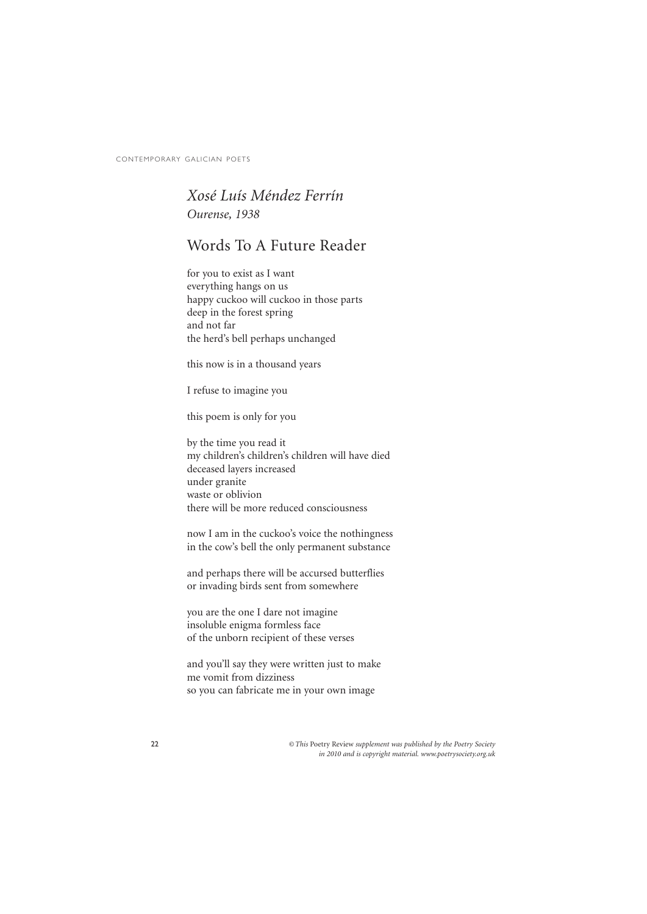*Xosé Luís Méndez Ferrín*
*Ourense, 1938*

## Words To A Future Reader

for you to exist as I want
everything hangs on us
happy cuckoo will cuckoo in those parts
deep in the forest spring
and not far
the herd's bell perhaps unchanged

this now is in a thousand years

I refuse to imagine you

this poem is only for you

by the time you read it
my children's children's children will have died
deceased layers increased
under granite
waste or oblivion
there will be more reduced consciousness

now I am in the cuckoo's voice the nothingness
in the cow's bell the only permanent substance

and perhaps there will be accursed butterflies
or invading birds sent from somewhere

you are the one I dare not imagine
insoluble enigma formless face
of the unborn recipient of these verses

and you'll say they were written just to make
me vomit from dizziness
so you can fabricate me in your own image

*© This* Poetry Review *supplement was published by the Poetry Society in 2010 and is copyright material. www.poetrysociety.org.uk*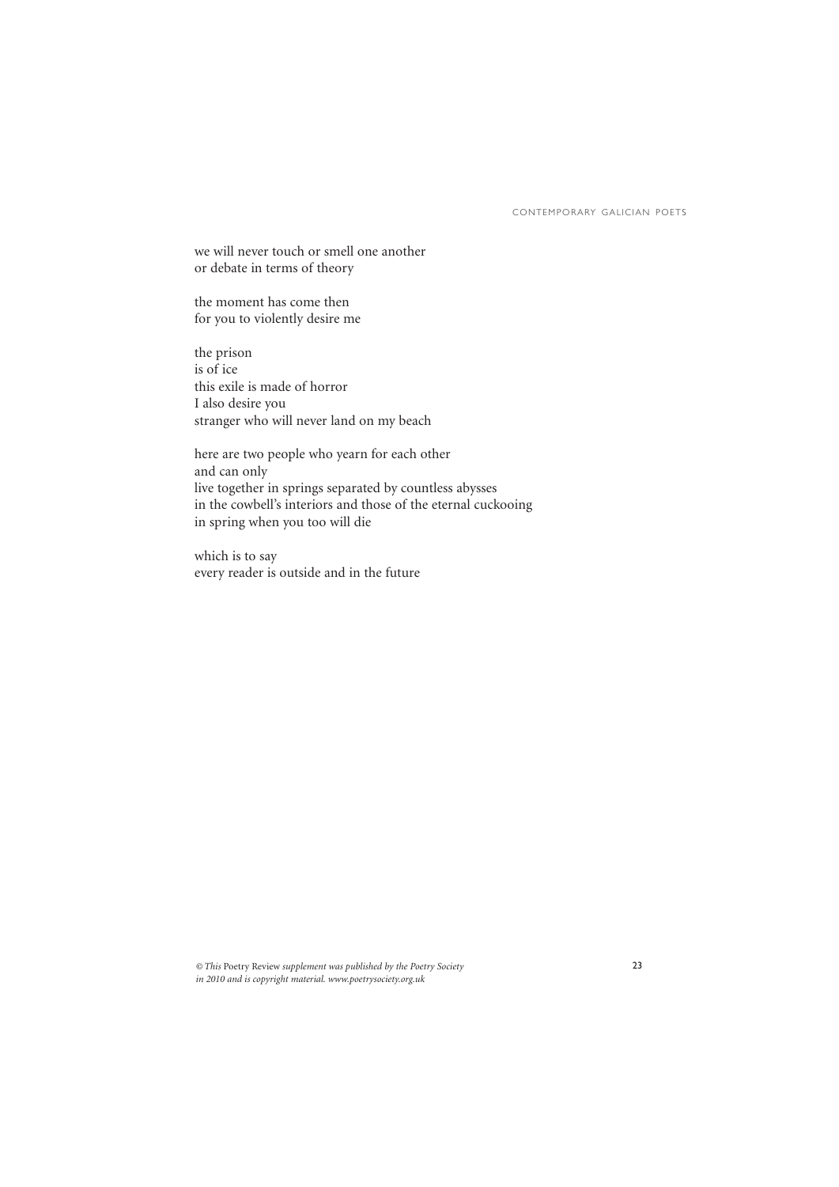we will never touch or smell one another
or debate in terms of theory

the moment has come then
for you to violently desire me

the prison
is of ice
this exile is made of horror
I also desire you
stranger who will never land on my beach

here are two people who yearn for each other
and can only
live together in springs separated by countless abysses
in the cowbell's interiors and those of the eternal cuckooing
in spring when you too will die

which is to say
every reader is outside and in the future

*© This* Poetry Review *supplement was published by the Poetry Society in 2010 and is copyright material. www.poetrysociety.org.uk*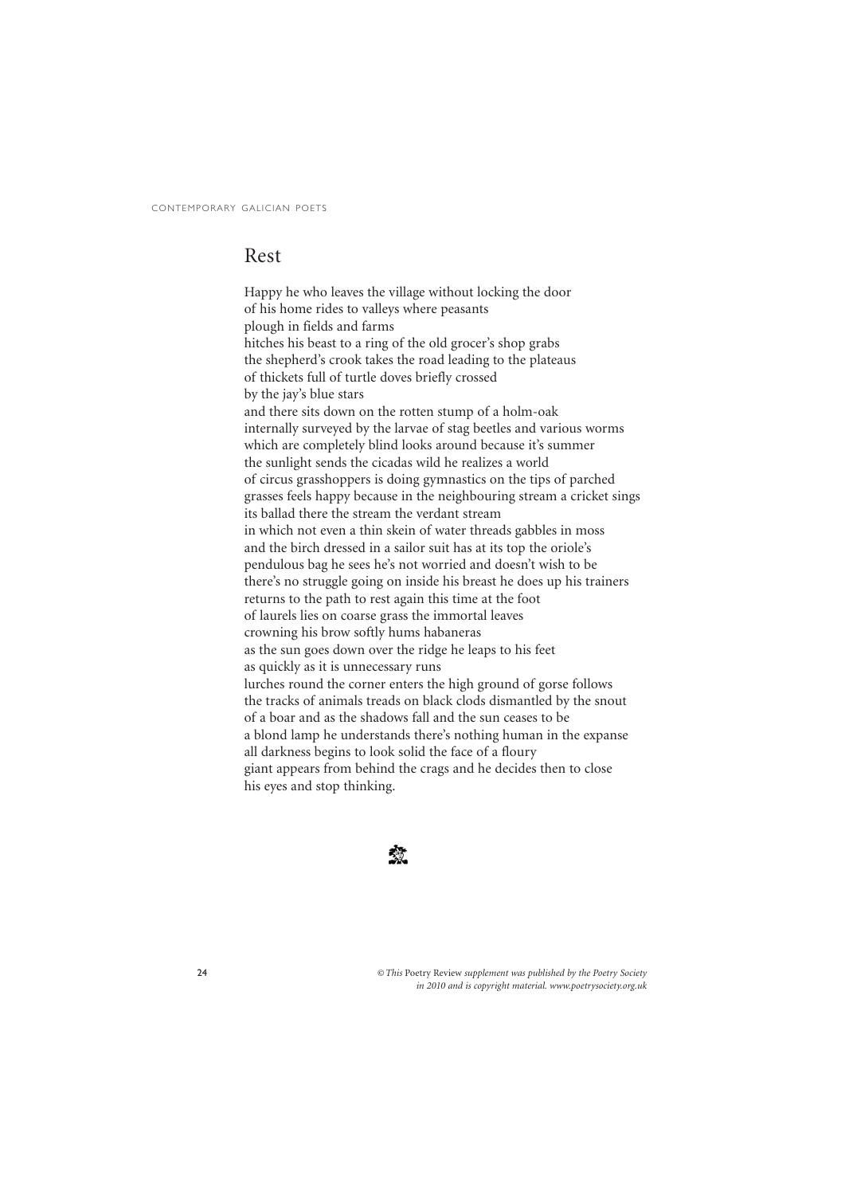# Rest

Happy he who leaves the village without locking the door  
of his home rides to valleys where peasants  
plough in fields and farms  
hitches his beast to a ring of the old grocer's shop grabs  
the shepherd's crook takes the road leading to the plateaus  
of thickets full of turtle doves briefly crossed  
by the jay's blue stars  
and there sits down on the rotten stump of a holm-oak  
internally surveyed by the larvae of stag beetles and various worms  
which are completely blind looks around because it's summer  
the sunlight sends the cicadas wild he realizes a world  
of circus grasshoppers is doing gymnastics on the tips of parched  
grasses feels happy because in the neighbouring stream a cricket sings  
its ballad there the stream the verdant stream  
in which not even a thin skein of water threads gabbles in moss  
and the birch dressed in a sailor suit has at its top the oriole's  
pendulous bag he sees he's not worried and doesn't wish to be  
there's no struggle going on inside his breast he does up his trainers  
returns to the path to rest again this time at the foot  
of laurels lies on coarse grass the immortal leaves  
crowning his brow softly hums habaneras  
as the sun goes down over the ridge he leaps to his feet  
as quickly as it is unnecessary runs  
lurches round the corner enters the high ground of gorse follows  
the tracks of animals treads on black clods dismantled by the snout  
of a boar and as the shadows fall and the sun ceases to be  
a blond lamp he understands there's nothing human in the expanse  
all darkness begins to look solid the face of a floury  
giant appears from behind the crags and he decides then to close  
his eyes and stop thinking.

*© This* Poetry Review *supplement was published by the Poetry Society in 2010 and is copyright material. www.poetrysociety.org.uk*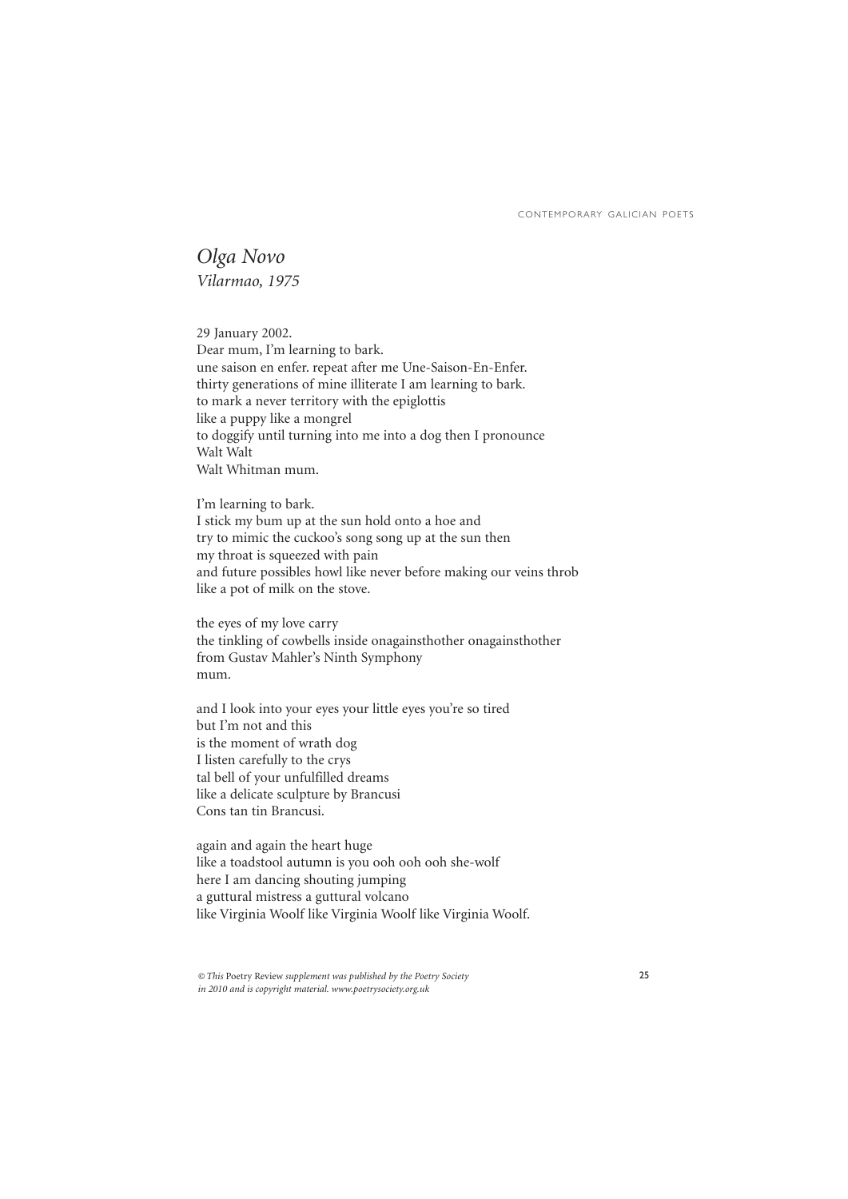## *Olga Novo*

*Vilarmao, 1975*

29 January 2002.  
Dear mum, I'm learning to bark.  
une saison en enfer. repeat after me Une-Saison-En-Enfer.  
thirty generations of mine illiterate I am learning to bark.  
to mark a never territory with the epiglottis  
like a puppy like a mongrel  
to doggify until turning into me into a dog then I pronounce  
Walt Walt  
Walt Whitman mum.

I'm learning to bark.  
I stick my bum up at the sun hold onto a hoe and  
try to mimic the cuckoo's song song up at the sun then  
my throat is squeezed with pain  
and future possibles howl like never before making our veins throb  
like a pot of milk on the stove.

the eyes of my love carry  
the tinkling of cowbells inside onagainsthother onagainsthother  
from Gustav Mahler's Ninth Symphony  
mum.

and I look into your eyes your little eyes you're so tired  
but I'm not and this  
is the moment of wrath dog  
I listen carefully to the crys  
tal bell of your unfulfilled dreams  
like a delicate sculpture by Brancusi  
Cons tan tin Brancusi.

again and again the heart huge  
like a toadstool autumn is you ooh ooh ooh she-wolf  
here I am dancing shouting jumping  
a guttural mistress a guttural volcano  
like Virginia Woolf like Virginia Woolf like Virginia Woolf.

*© This* Poetry Review *supplement was published by the Poetry Society in 2010 and is copyright material. www.poetrysociety.org.uk*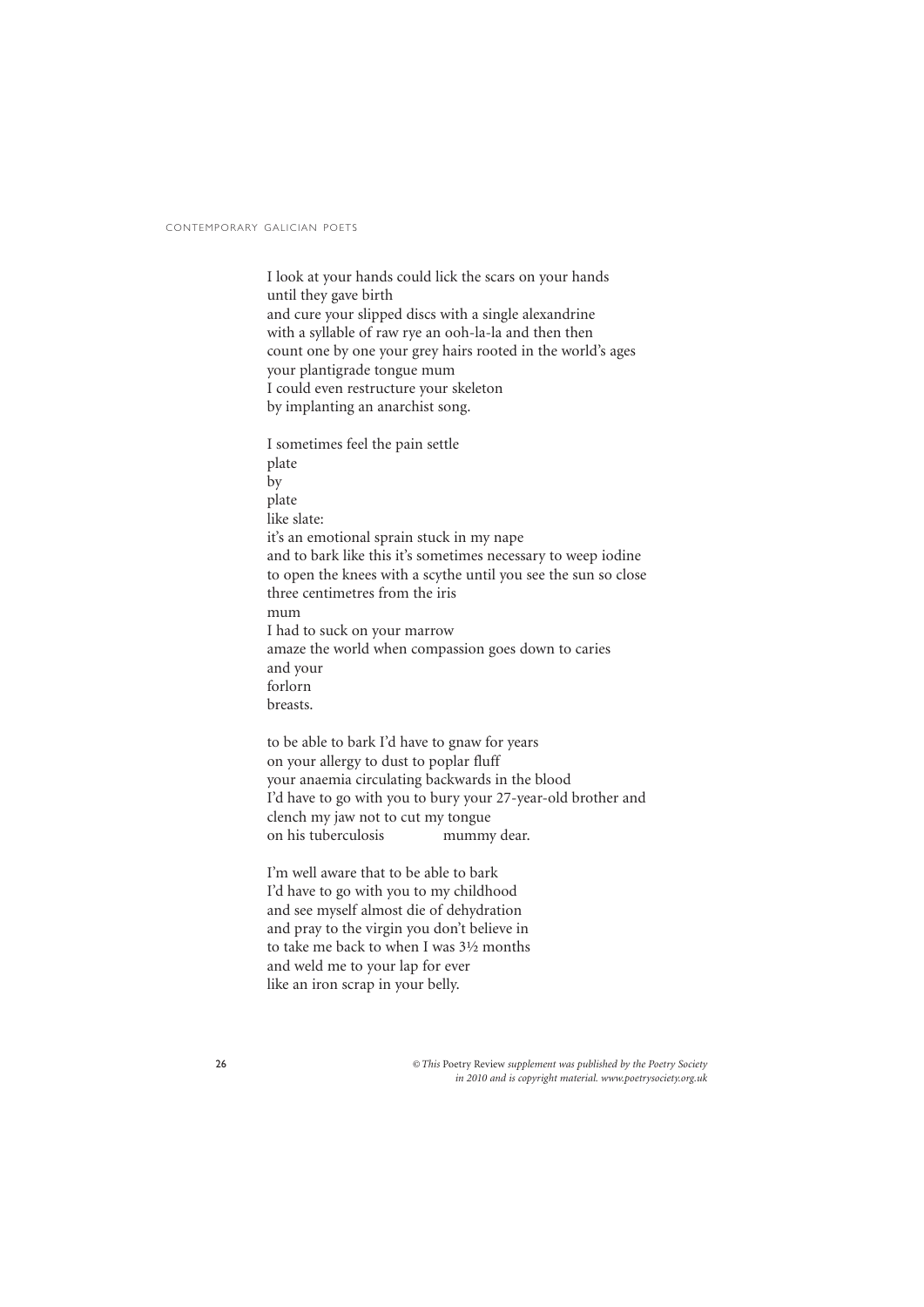I look at your hands could lick the scars on your hands  
until they gave birth  
and cure your slipped discs with a single alexandrine  
with a syllable of raw rye an ooh-la-la and then then  
count one by one your grey hairs rooted in the world's ages  
your plantigrade tongue mum  
I could even restructure your skeleton  
by implanting an anarchist song.

I sometimes feel the pain settle  
plate  
by  
plate  
like slate:  
it's an emotional sprain stuck in my nape  
and to bark like this it's sometimes necessary to weep iodine  
to open the knees with a scythe until you see the sun so close  
three centimetres from the iris  
mum  
I had to suck on your marrow  
amaze the world when compassion goes down to caries  
and your  
forlorn  
breasts.

to be able to bark I'd have to gnaw for years  
on your allergy to dust to poplar fluff  
your anaemia circulating backwards in the blood  
I'd have to go with you to bury your 27-year-old brother and  
clench my jaw not to cut my tongue  
on his tuberculosis          mummy dear.

I'm well aware that to be able to bark  
I'd have to go with you to my childhood  
and see myself almost die of dehydration  
and pray to the virgin you don't believe in  
to take me back to when I was 3½ months  
and weld me to your lap for ever  
like an iron scrap in your belly.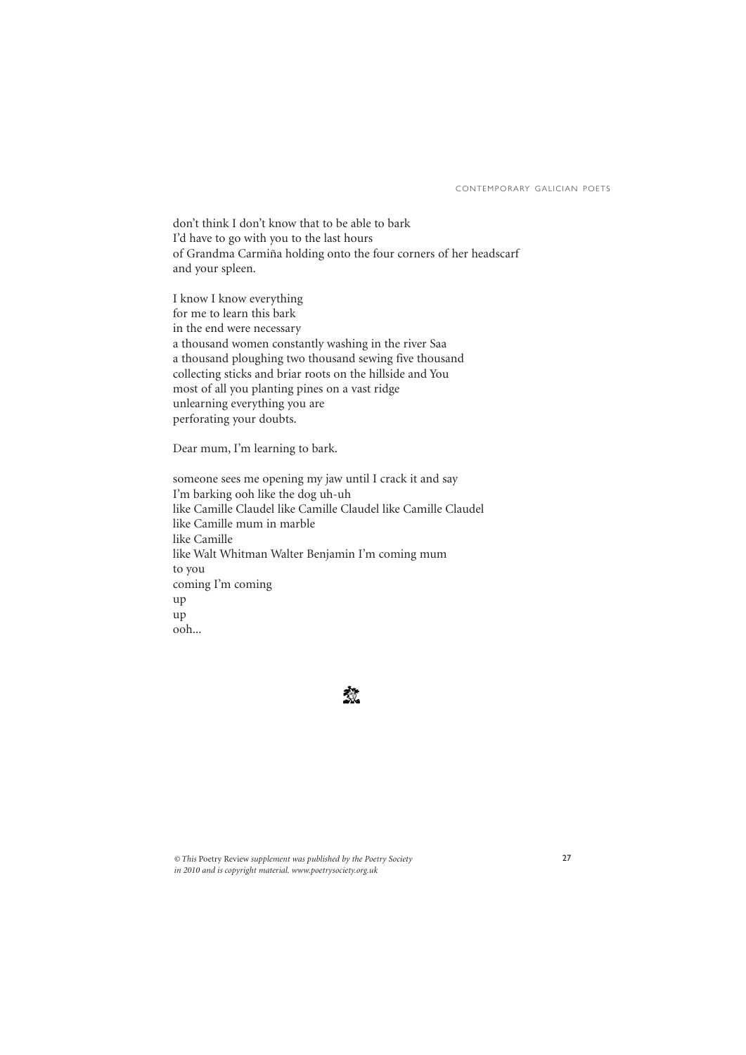don't think I don't know that to be able to bark
I'd have to go with you to the last hours
of Grandma Carmiña holding onto the four corners of her headscarf
and your spleen.

I know I know everything
for me to learn this bark
in the end were necessary
a thousand women constantly washing in the river Saa
a thousand ploughing two thousand sewing five thousand
collecting sticks and briar roots on the hillside and You
most of all you planting pines on a vast ridge
unlearning everything you are
perforating your doubts.

Dear mum, I'm learning to bark.

someone sees me opening my jaw until I crack it and say
I'm barking ooh like the dog uh-uh
like Camille Claudel like Camille Claudel like Camille Claudel
like Camille mum in marble
like Camille
like Walt Whitman Walter Benjamin I'm coming mum
to you
coming I'm coming
up
up
ooh...

*© This* Poetry Review *supplement was published by the Poetry Society in 2010 and is copyright material. www.poetrysociety.org.uk*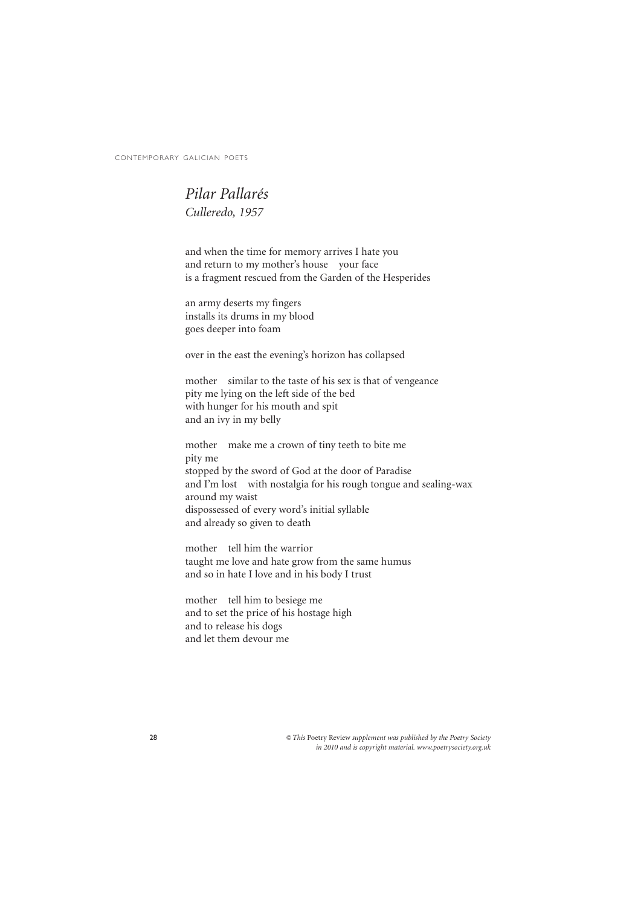## *Pilar Pallarés*

*Culleredo, 1957*

and when the time for memory arrives I hate you
and return to my mother's house    your face
is a fragment rescued from the Garden of the Hesperides

an army deserts my fingers
installs its drums in my blood
goes deeper into foam

over in the east the evening's horizon has collapsed

mother    similar to the taste of his sex is that of vengeance
pity me lying on the left side of the bed
with hunger for his mouth and spit
and an ivy in my belly

mother    make me a crown of tiny teeth to bite me
pity me
stopped by the sword of God at the door of Paradise
and I'm lost    with nostalgia for his rough tongue and sealing-wax
around my waist
dispossessed of every word's initial syllable
and already so given to death

mother    tell him the warrior
taught me love and hate grow from the same humus
and so in hate I love and in his body I trust

mother    tell him to besiege me
and to set the price of his hostage high
and to release his dogs
and let them devour me

*© This* Poetry Review *supplement was published by the Poetry Society in 2010 and is copyright material. www.poetrysociety.org.uk*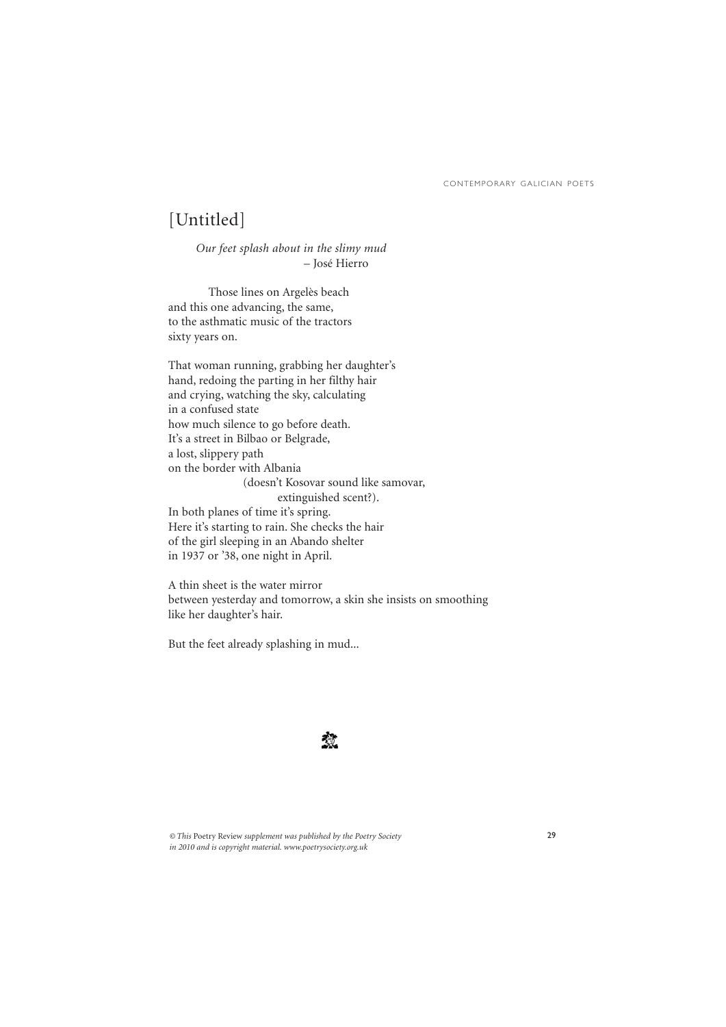## [Untitled]

*Our feet splash about in the slimy mud*  
– José Hierro

Those lines on Argelès beach  
and this one advancing, the same,  
to the asthmatic music of the tractors  
sixty years on.

That woman running, grabbing her daughter's  
hand, redoing the parting in her filthy hair  
and crying, watching the sky, calculating  
in a confused state  
how much silence to go before death.  
It's a street in Bilbao or Belgrade,  
a lost, slippery path  
on the border with Albania  
(doesn't Kosovar sound like samovar,  
extinguished scent?).  
In both planes of time it's spring.  
Here it's starting to rain. She checks the hair  
of the girl sleeping in an Abando shelter  
in 1937 or '38, one night in April.

A thin sheet is the water mirror  
between yesterday and tomorrow, a skin she insists on smoothing  
like her daughter's hair.

But the feet already splashing in mud...

*© This* Poetry Review *supplement was published by the Poetry Society in 2010 and is copyright material. www.poetrysociety.org.uk*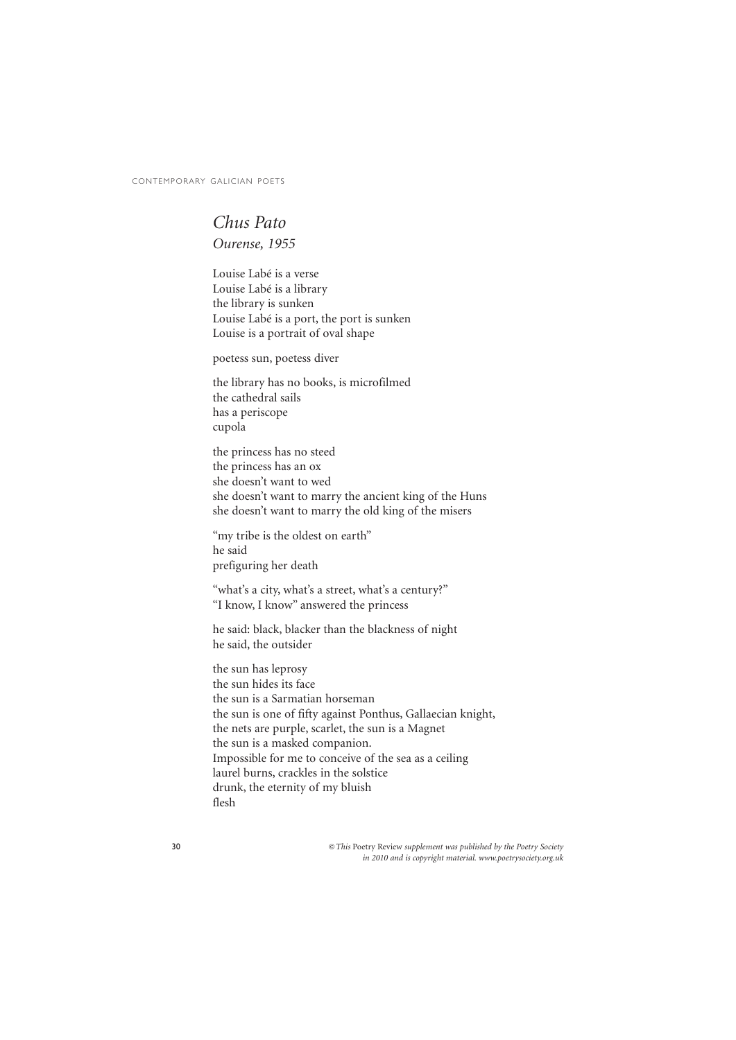## *Chus Pato*

*Ourense, 1955*

Louise Labé is a verse
Louise Labé is a library
the library is sunken
Louise Labé is a port, the port is sunken
Louise is a portrait of oval shape

poetess sun, poetess diver

the library has no books, is microfilmed
the cathedral sails
has a periscope
cupola

the princess has no steed
the princess has an ox
she doesn't want to wed
she doesn't want to marry the ancient king of the Huns
she doesn't want to marry the old king of the misers

"my tribe is the oldest on earth"
he said
prefiguring her death

"what's a city, what's a street, what's a century?"
"I know, I know" answered the princess

he said: black, blacker than the blackness of night
he said, the outsider

the sun has leprosy
the sun hides its face
the sun is a Sarmatian horseman
the sun is one of fifty against Ponthus, Gallaecian knight,
the nets are purple, scarlet, the sun is a Magnet
the sun is a masked companion.
Impossible for me to conceive of the sea as a ceiling
laurel burns, crackles in the solstice
drunk, the eternity of my bluish
flesh

*© This* Poetry Review *supplement was published by the Poetry Society in 2010 and is copyright material. www.poetrysociety.org.uk*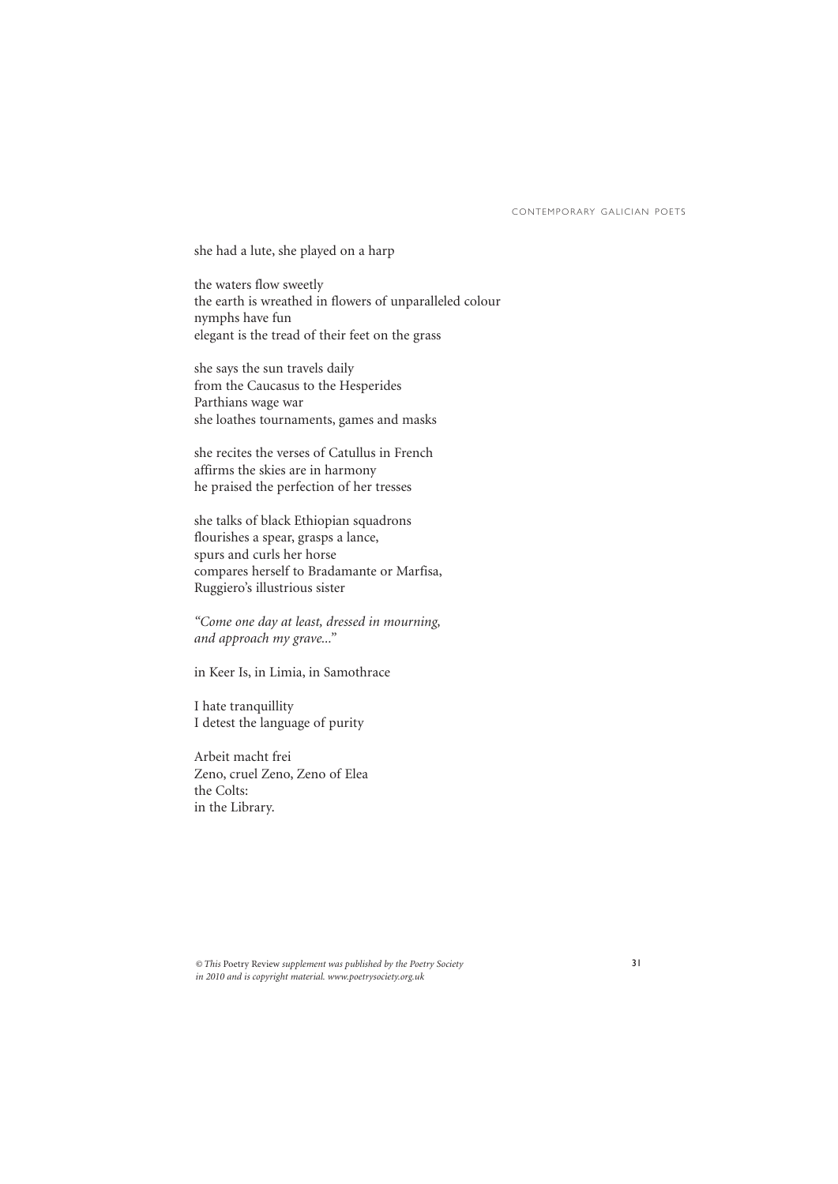she had a lute, she played on a harp

the waters flow sweetly
the earth is wreathed in flowers of unparalleled colour
nymphs have fun
elegant is the tread of their feet on the grass

she says the sun travels daily
from the Caucasus to the Hesperides
Parthians wage war
she loathes tournaments, games and masks

she recites the verses of Catullus in French
affirms the skies are in harmony
he praised the perfection of her tresses

she talks of black Ethiopian squadrons
flourishes a spear, grasps a lance,
spurs and curls her horse
compares herself to Bradamante or Marfisa,
Ruggiero's illustrious sister

*"Come one day at least, dressed in mourning,*
*and approach my grave..."*

in Keer Is, in Limia, in Samothrace

I hate tranquillity
I detest the language of purity

Arbeit macht frei
Zeno, cruel Zeno, Zeno of Elea
the Colts:
in the Library.

*© This* Poetry Review *supplement was published by the Poetry Society in 2010 and is copyright material. www.poetrysociety.org.uk*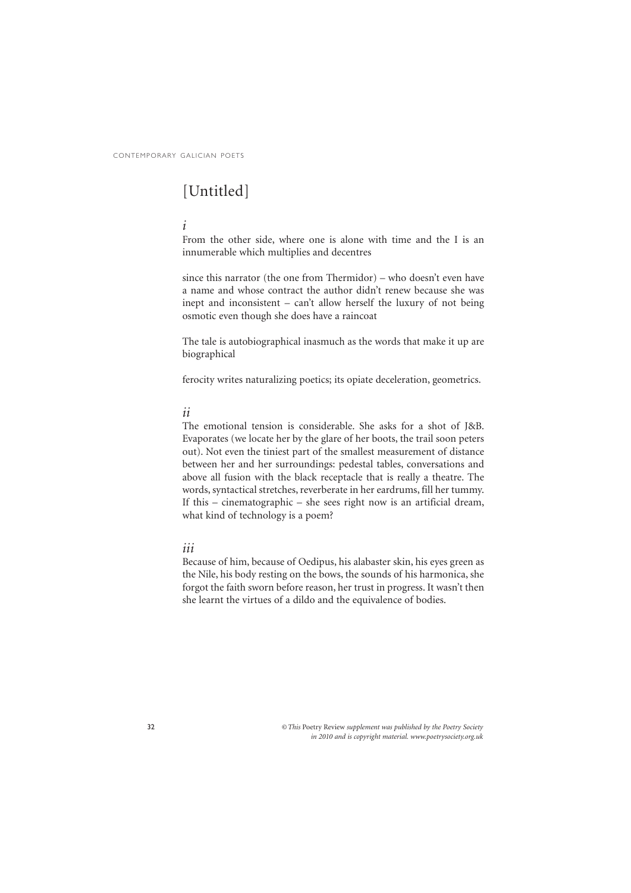# [Untitled]

*i*

From the other side, where one is alone with time and the I is an innumerable which multiplies and decentres

since this narrator (the one from Thermidor) – who doesn't even have a name and whose contract the author didn't renew because she was inept and inconsistent – can't allow herself the luxury of not being osmotic even though she does have a raincoat

The tale is autobiographical inasmuch as the words that make it up are biographical

ferocity writes naturalizing poetics; its opiate deceleration, geometrics.

*ii*

The emotional tension is considerable. She asks for a shot of J&B. Evaporates (we locate her by the glare of her boots, the trail soon peters out). Not even the tiniest part of the smallest measurement of distance between her and her surroundings: pedestal tables, conversations and above all fusion with the black receptacle that is really a theatre. The words, syntactical stretches, reverberate in her eardrums, fill her tummy. If this – cinematographic – she sees right now is an artificial dream, what kind of technology is a poem?

*iii*

Because of him, because of Oedipus, his alabaster skin, his eyes green as the Nile, his body resting on the bows, the sounds of his harmonica, she forgot the faith sworn before reason, her trust in progress. It wasn't then she learnt the virtues of a dildo and the equivalence of bodies.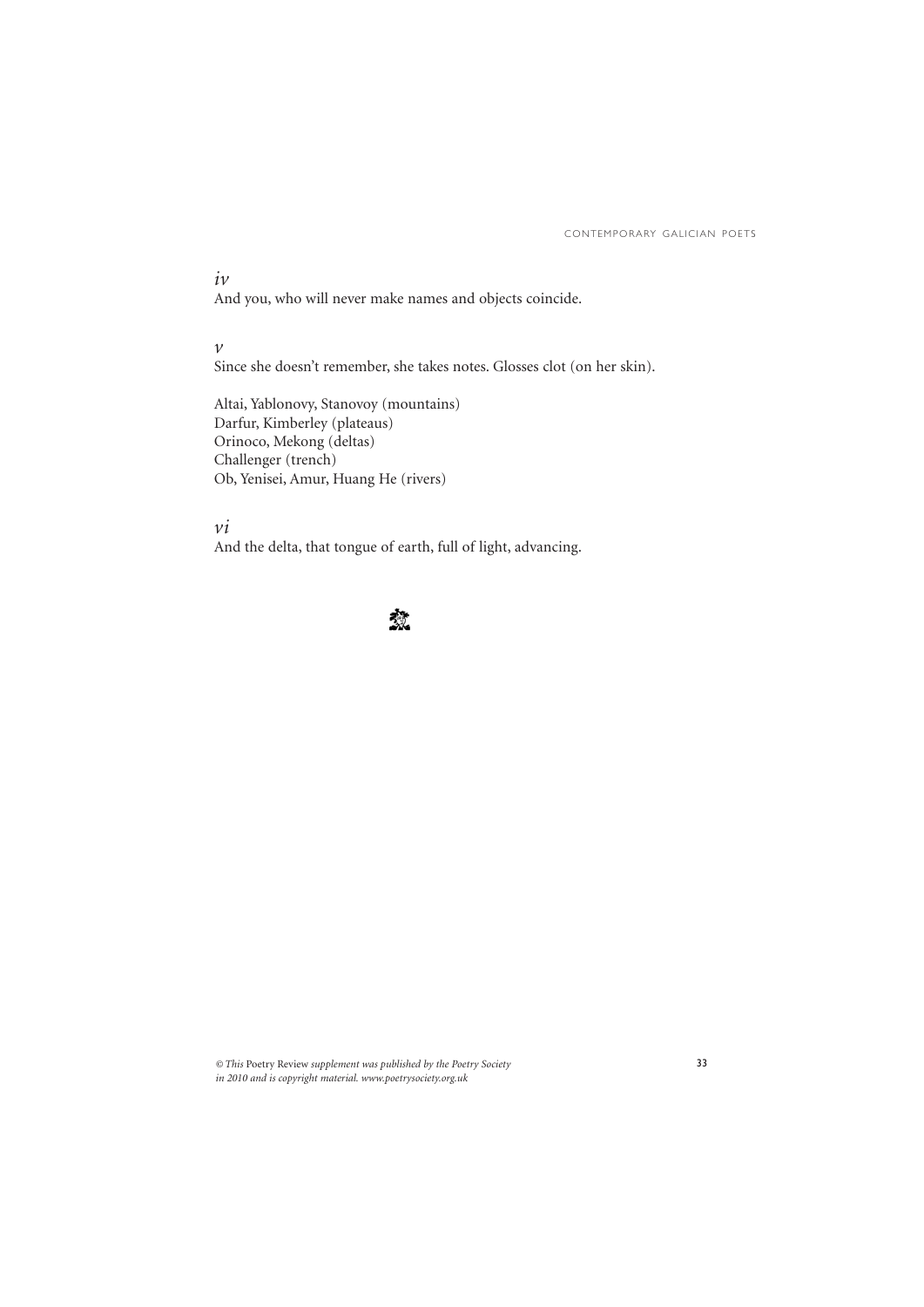*iv*

And you, who will never make names and objects coincide.

*v*

Since she doesn't remember, she takes notes. Glosses clot (on her skin).

Altai, Yablonovy, Stanovoy (mountains)
Darfur, Kimberley (plateaus)
Orinoco, Mekong (deltas)
Challenger (trench)
Ob, Yenisei, Amur, Huang He (rivers)

*vi*

And the delta, that tongue of earth, full of light, advancing.

*© This* Poetry Review *supplement was published by the Poetry Society in 2010 and is copyright material. www.poetrysociety.org.uk*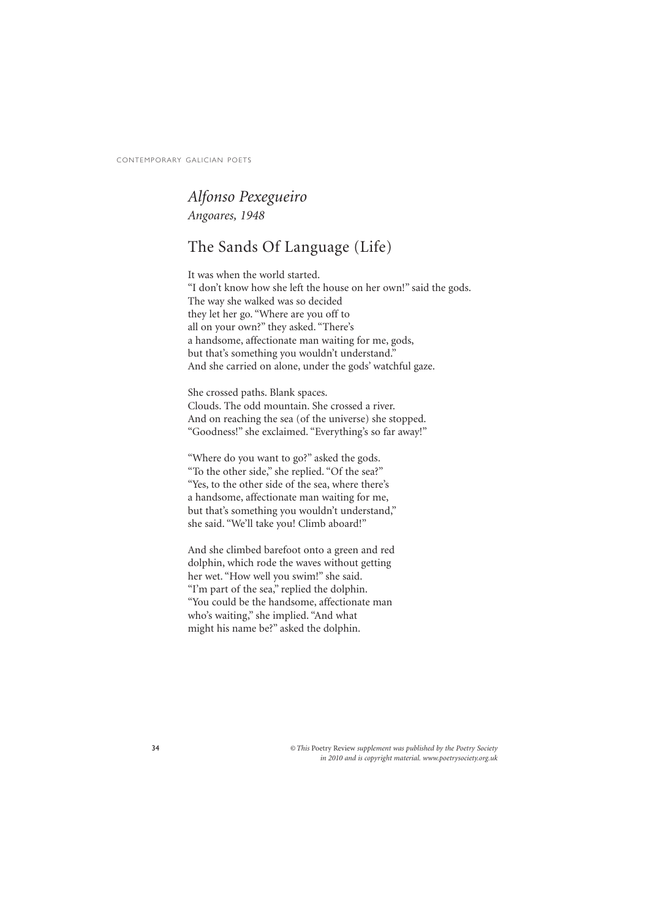## *Alfonso Pexegueiro*

*Angoares, 1948*

# The Sands Of Language (Life)

It was when the world started.
"I don't know how she left the house on her own!" said the gods.
The way she walked was so decided
they let her go. "Where are you off to
all on your own?" they asked. "There's
a handsome, affectionate man waiting for me, gods,
but that's something you wouldn't understand."
And she carried on alone, under the gods' watchful gaze.

She crossed paths. Blank spaces.
Clouds. The odd mountain. She crossed a river.
And on reaching the sea (of the universe) she stopped.
"Goodness!" she exclaimed. "Everything's so far away!"

"Where do you want to go?" asked the gods.
"To the other side," she replied. "Of the sea?"
"Yes, to the other side of the sea, where there's
a handsome, affectionate man waiting for me,
but that's something you wouldn't understand,"
she said. "We'll take you! Climb aboard!"

And she climbed barefoot onto a green and red
dolphin, which rode the waves without getting
her wet. "How well you swim!" she said.
"I'm part of the sea," replied the dolphin.
"You could be the handsome, affectionate man
who's waiting," she implied. "And what
might his name be?" asked the dolphin.

*© This* Poetry Review *supplement was published by the Poetry Society in 2010 and is copyright material. www.poetrysociety.org.uk*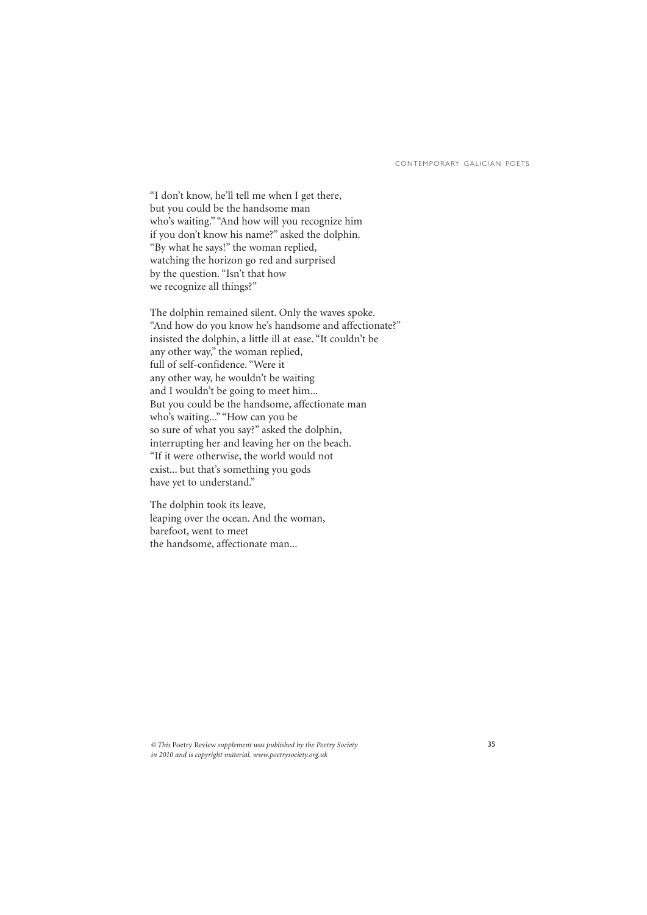"I don't know, he'll tell me when I get there,
but you could be the handsome man
who's waiting." "And how will you recognize him
if you don't know his name?" asked the dolphin.
"By what he says!" the woman replied,
watching the horizon go red and surprised
by the question. "Isn't that how
we recognize all things?"

The dolphin remained silent. Only the waves spoke.
"And how do you know he's handsome and affectionate?"
insisted the dolphin, a little ill at ease. "It couldn't be
any other way," the woman replied,
full of self-confidence. "Were it
any other way, he wouldn't be waiting
and I wouldn't be going to meet him...
But you could be the handsome, affectionate man
who's waiting..." "How can you be
so sure of what you say?" asked the dolphin,
interrupting her and leaving her on the beach.
"If it were otherwise, the world would not
exist... but that's something you gods
have yet to understand."

The dolphin took its leave,
leaping over the ocean. And the woman,
barefoot, went to meet
the handsome, affectionate man...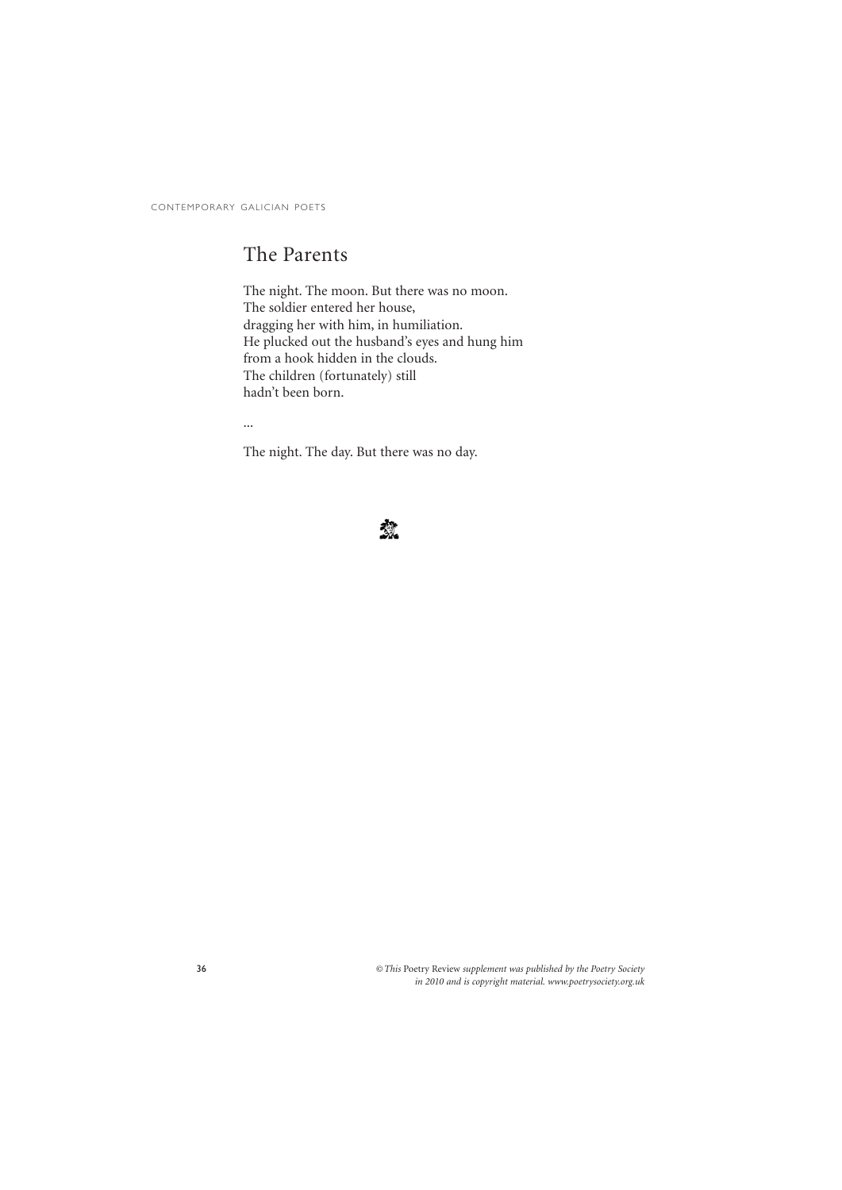## The Parents

The night. The moon. But there was no moon.
The soldier entered her house,
dragging her with him, in humiliation.
He plucked out the husband's eyes and hung him
from a hook hidden in the clouds.
The children (fortunately) still
hadn't been born.

...

The night. The day. But there was no day.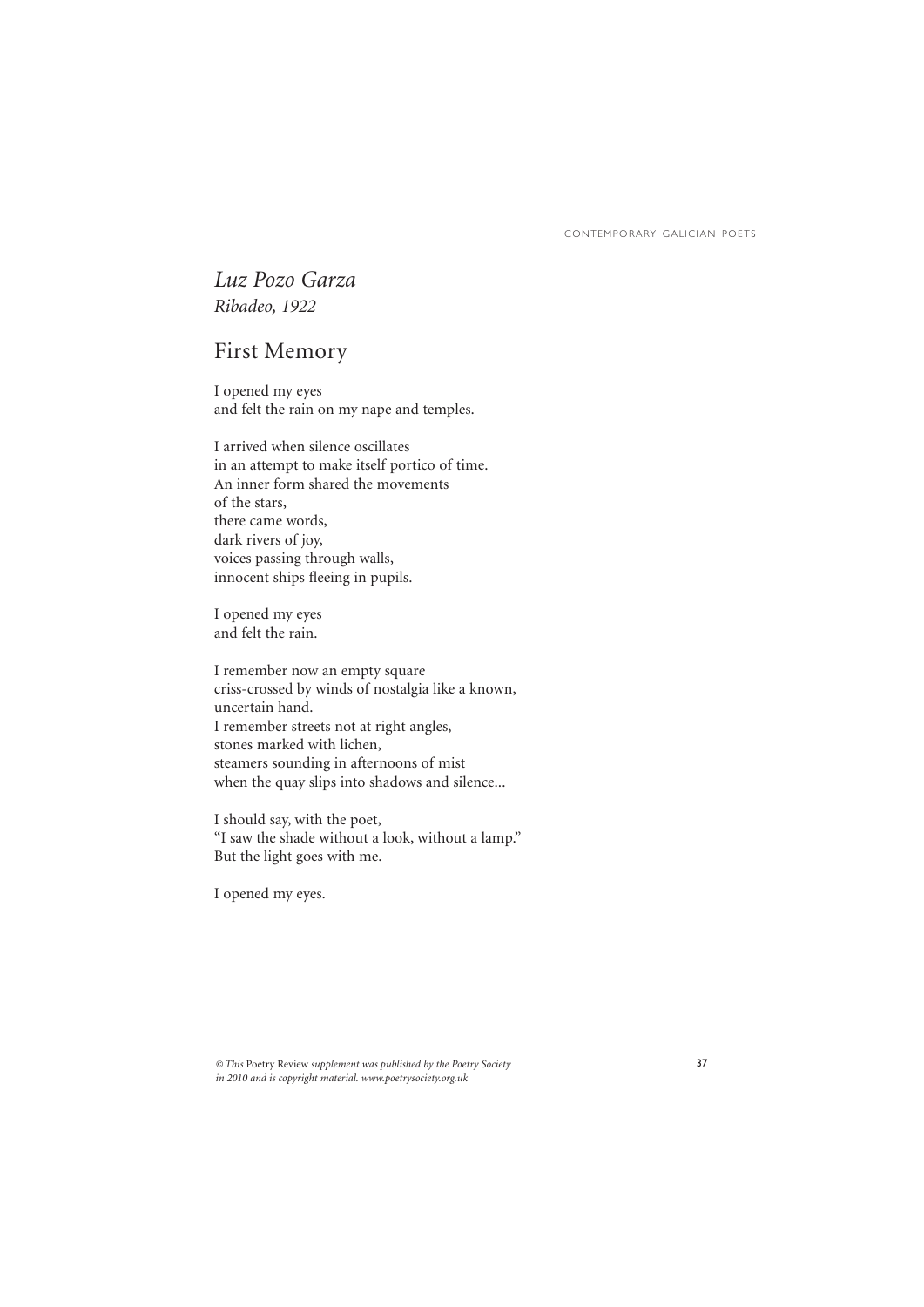*Luz Pozo Garza*
*Ribadeo, 1922*

## First Memory

I opened my eyes
and felt the rain on my nape and temples.

I arrived when silence oscillates
in an attempt to make itself portico of time.
An inner form shared the movements
of the stars,
there came words,
dark rivers of joy,
voices passing through walls,
innocent ships fleeing in pupils.

I opened my eyes
and felt the rain.

I remember now an empty square
criss-crossed by winds of nostalgia like a known,
uncertain hand.
I remember streets not at right angles,
stones marked with lichen,
steamers sounding in afternoons of mist
when the quay slips into shadows and silence...

I should say, with the poet,
"I saw the shade without a look, without a lamp."
But the light goes with me.

I opened my eyes.

*© This* Poetry Review *supplement was published by the Poetry Society in 2010 and is copyright material. www.poetrysociety.org.uk*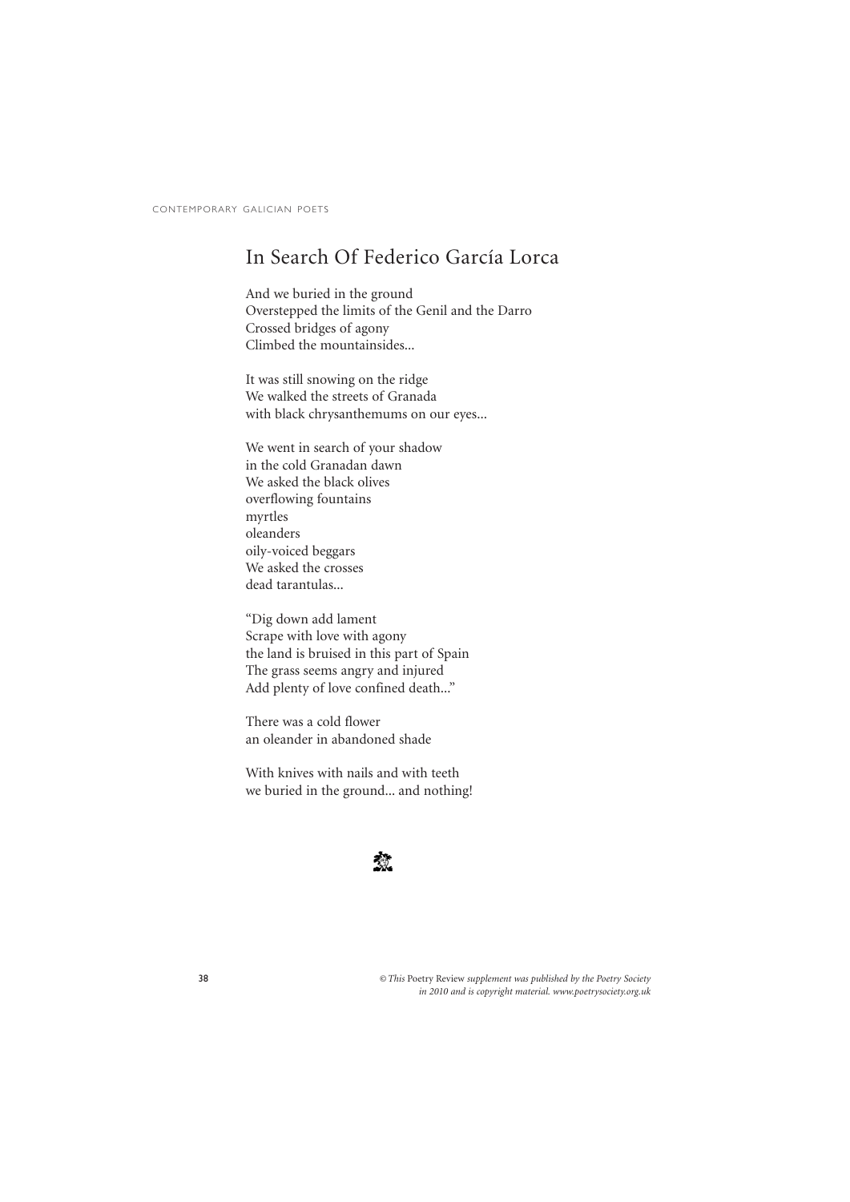# In Search Of Federico García Lorca

And we buried in the ground
Overstepped the limits of the Genil and the Darro
Crossed bridges of agony
Climbed the mountainsides...

It was still snowing on the ridge
We walked the streets of Granada
with black chrysanthemums on our eyes...

We went in search of your shadow
in the cold Granadan dawn
We asked the black olives
overflowing fountains
myrtles
oleanders
oily-voiced beggars
We asked the crosses
dead tarantulas...

"Dig down add lament
Scrape with love with agony
the land is bruised in this part of Spain
The grass seems angry and injured
Add plenty of love confined death..."

There was a cold flower
an oleander in abandoned shade

With knives with nails and with teeth
we buried in the ground... and nothing!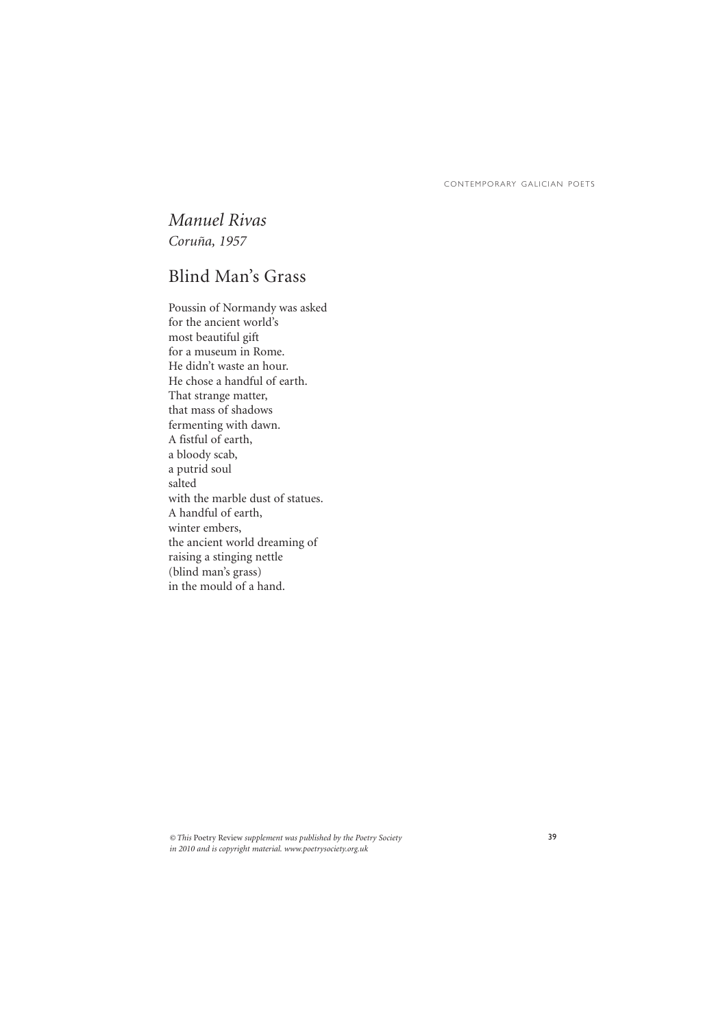*Manuel Rivas*
*Coruña, 1957*

## Blind Man's Grass

Poussin of Normandy was asked
for the ancient world's
most beautiful gift
for a museum in Rome.
He didn't waste an hour.
He chose a handful of earth.
That strange matter,
that mass of shadows
fermenting with dawn.
A fistful of earth,
a bloody scab,
a putrid soul
salted
with the marble dust of statues.
A handful of earth,
winter embers,
the ancient world dreaming of
raising a stinging nettle
(blind man's grass)
in the mould of a hand.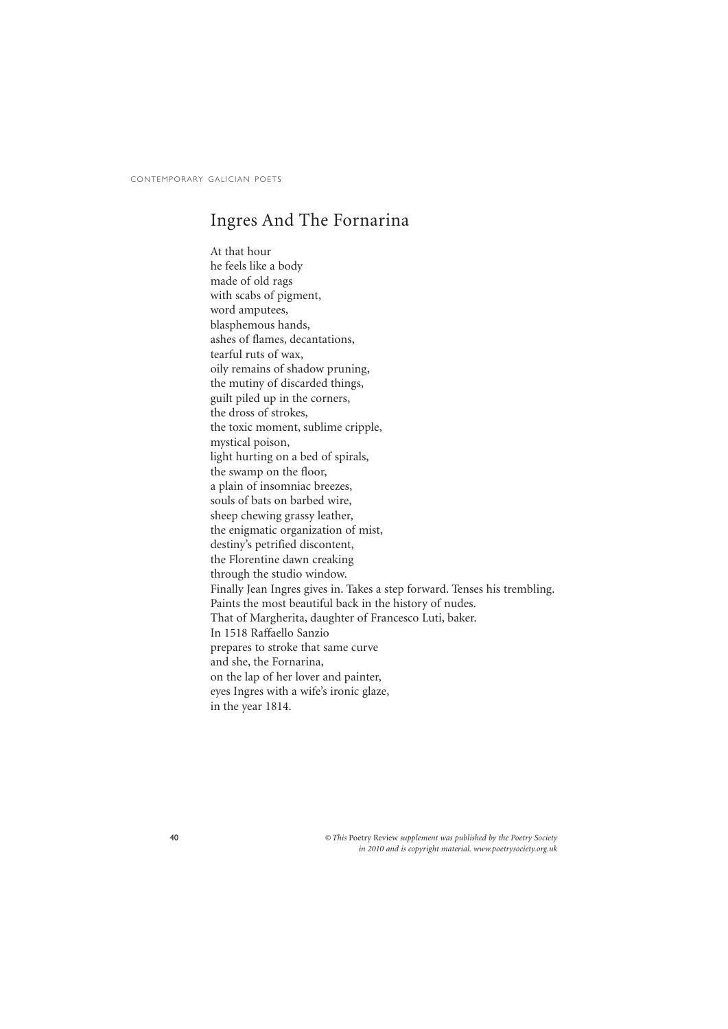# Ingres And The Fornarina

At that hour  
he feels like a body  
made of old rags  
with scabs of pigment,  
word amputees,  
blasphemous hands,  
ashes of flames, decantations,  
tearful ruts of wax,  
oily remains of shadow pruning,  
the mutiny of discarded things,  
guilt piled up in the corners,  
the dross of strokes,  
the toxic moment, sublime cripple,  
mystical poison,  
light hurting on a bed of spirals,  
the swamp on the floor,  
a plain of insomniac breezes,  
souls of bats on barbed wire,  
sheep chewing grassy leather,  
the enigmatic organization of mist,  
destiny's petrified discontent,  
the Florentine dawn creaking  
through the studio window.  
Finally Jean Ingres gives in. Takes a step forward. Tenses his trembling.  
Paints the most beautiful back in the history of nudes.  
That of Margherita, daughter of Francesco Luti, baker.  
In 1518 Raffaello Sanzio  
prepares to stroke that same curve  
and she, the Fornarina,  
on the lap of her lover and painter,  
eyes Ingres with a wife's ironic glaze,  
in the year 1814.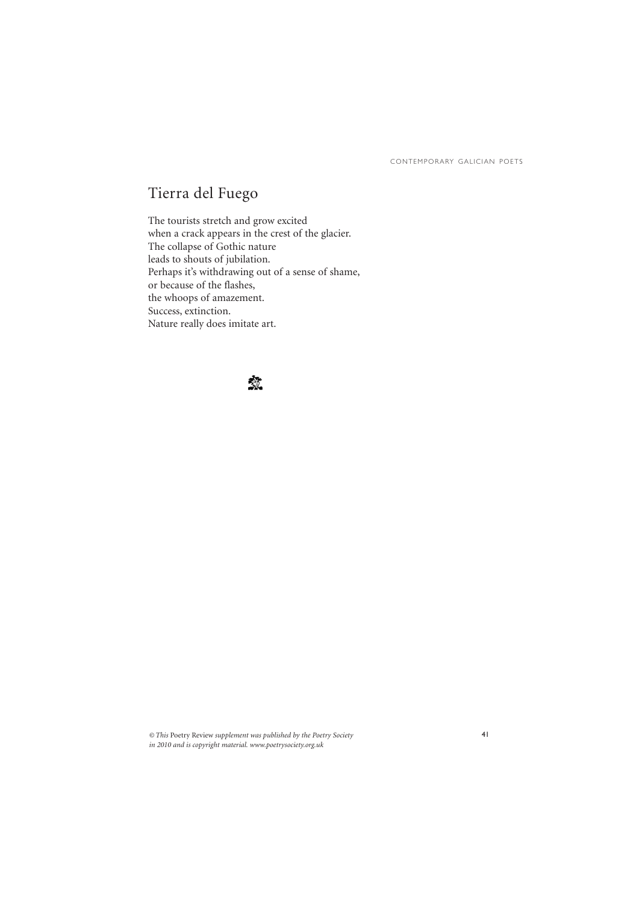# Tierra del Fuego

The tourists stretch and grow excited
when a crack appears in the crest of the glacier.
The collapse of Gothic nature
leads to shouts of jubilation.
Perhaps it's withdrawing out of a sense of shame,
or because of the flashes,
the whoops of amazement.
Success, extinction.
Nature really does imitate art.

*© This* Poetry Review *supplement was published by the Poetry Society in 2010 and is copyright material. www.poetrysociety.org.uk*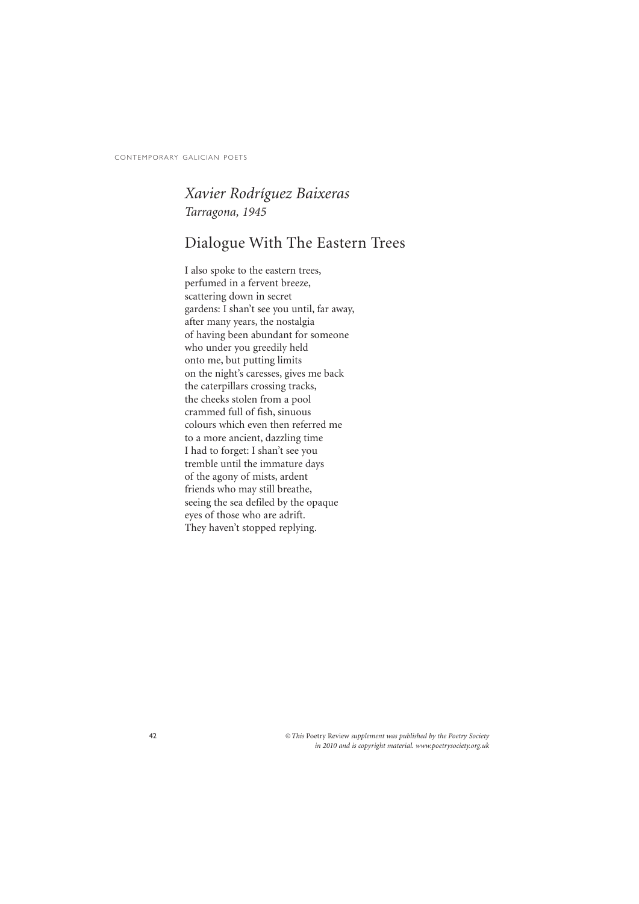*Xavier Rodríguez Baixeras*
*Tarragona, 1945*

## Dialogue With The Eastern Trees

I also spoke to the eastern trees,
perfumed in a fervent breeze,
scattering down in secret
gardens: I shan't see you until, far away,
after many years, the nostalgia
of having been abundant for someone
who under you greedily held
onto me, but putting limits
on the night's caresses, gives me back
the caterpillars crossing tracks,
the cheeks stolen from a pool
crammed full of fish, sinuous
colours which even then referred me
to a more ancient, dazzling time
I had to forget: I shan't see you
tremble until the immature days
of the agony of mists, ardent
friends who may still breathe,
seeing the sea defiled by the opaque
eyes of those who are adrift.
They haven't stopped replying.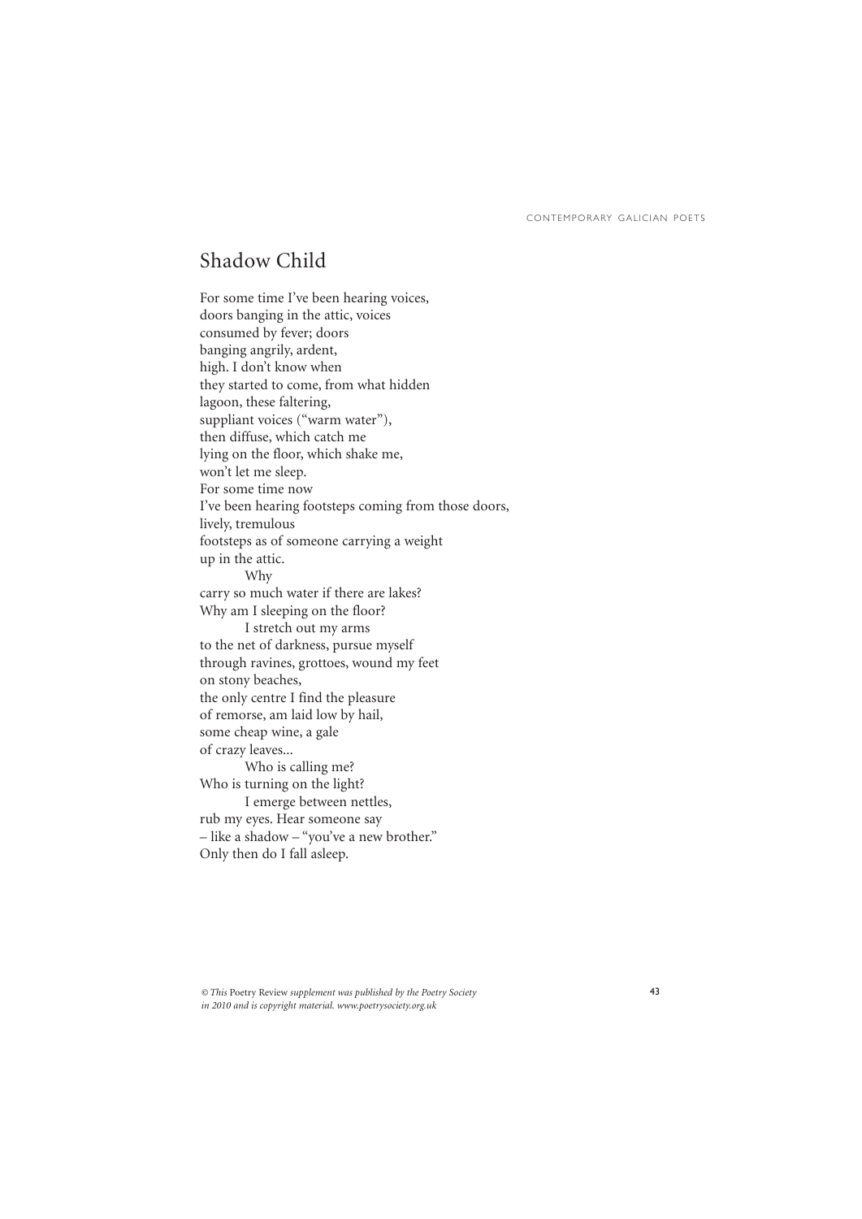## Shadow Child

For some time I've been hearing voices,  
doors banging in the attic, voices  
consumed by fever; doors  
banging angrily, ardent,  
high. I don't know when  
they started to come, from what hidden  
lagoon, these faltering,  
suppliant voices ("warm water"),  
then diffuse, which catch me  
lying on the floor, which shake me,  
won't let me sleep.  
For some time now  
I've been hearing footsteps coming from those doors,  
lively, tremulous  
footsteps as of someone carrying a weight  
up in the attic.  
          Why  
carry so much water if there are lakes?  
Why am I sleeping on the floor?  
          I stretch out my arms  
to the net of darkness, pursue myself  
through ravines, grottoes, wound my feet  
on stony beaches,  
the only centre I find the pleasure  
of remorse, am laid low by hail,  
some cheap wine, a gale  
of crazy leaves...  
          Who is calling me?  
Who is turning on the light?  
          I emerge between nettles,  
rub my eyes. Hear someone say  
– like a shadow – "you've a new brother."  
Only then do I fall asleep.

*© This* Poetry Review *supplement was published by the Poetry Society in 2010 and is copyright material. www.poetrysociety.org.uk*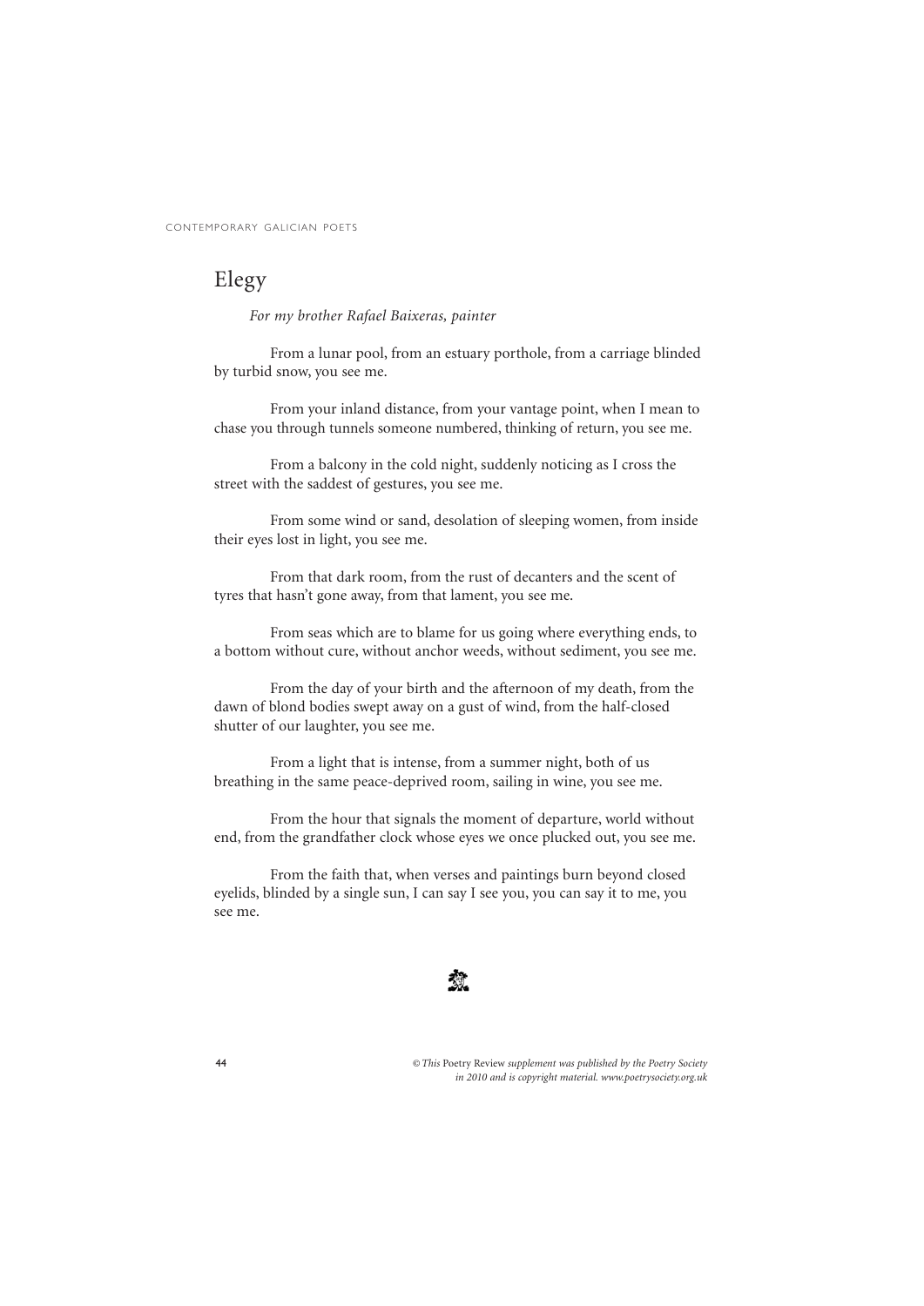# Elegy

*For my brother Rafael Baixeras, painter*

From a lunar pool, from an estuary porthole, from a carriage blinded by turbid snow, you see me.

From your inland distance, from your vantage point, when I mean to chase you through tunnels someone numbered, thinking of return, you see me.

From a balcony in the cold night, suddenly noticing as I cross the street with the saddest of gestures, you see me.

From some wind or sand, desolation of sleeping women, from inside their eyes lost in light, you see me.

From that dark room, from the rust of decanters and the scent of tyres that hasn't gone away, from that lament, you see me.

From seas which are to blame for us going where everything ends, to a bottom without cure, without anchor weeds, without sediment, you see me.

From the day of your birth and the afternoon of my death, from the dawn of blond bodies swept away on a gust of wind, from the half-closed shutter of our laughter, you see me.

From a light that is intense, from a summer night, both of us breathing in the same peace-deprived room, sailing in wine, you see me.

From the hour that signals the moment of departure, world without end, from the grandfather clock whose eyes we once plucked out, you see me.

From the faith that, when verses and paintings burn beyond closed eyelids, blinded by a single sun, I can say I see you, you can say it to me, you see me.

*© This* Poetry Review *supplement was published by the Poetry Society in 2010 and is copyright material. www.poetrysociety.org.uk*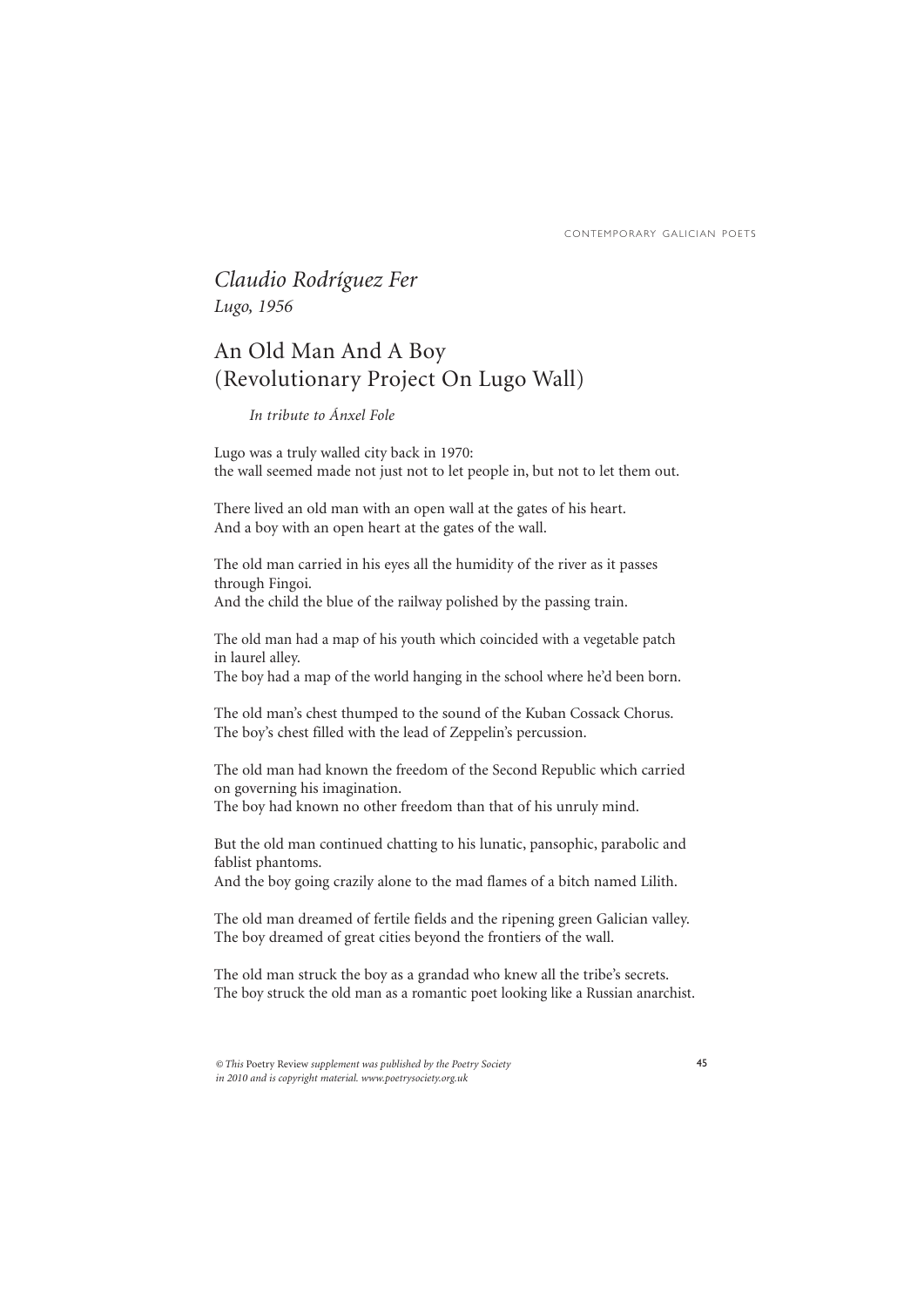*Claudio Rodríguez Fer*
*Lugo, 1956*

# An Old Man And A Boy (Revolutionary Project On Lugo Wall)

*In tribute to Ánxel Fole*

Lugo was a truly walled city back in 1970:
the wall seemed made not just not to let people in, but not to let them out.

There lived an old man with an open wall at the gates of his heart.
And a boy with an open heart at the gates of the wall.

The old man carried in his eyes all the humidity of the river as it passes through Fingoi.
And the child the blue of the railway polished by the passing train.

The old man had a map of his youth which coincided with a vegetable patch in laurel alley.
The boy had a map of the world hanging in the school where he'd been born.

The old man's chest thumped to the sound of the Kuban Cossack Chorus.
The boy's chest filled with the lead of Zeppelin's percussion.

The old man had known the freedom of the Second Republic which carried on governing his imagination.
The boy had known no other freedom than that of his unruly mind.

But the old man continued chatting to his lunatic, pansophic, parabolic and fablist phantoms.
And the boy going crazily alone to the mad flames of a bitch named Lilith.

The old man dreamed of fertile fields and the ripening green Galician valley.
The boy dreamed of great cities beyond the frontiers of the wall.

The old man struck the boy as a grandad who knew all the tribe's secrets.
The boy struck the old man as a romantic poet looking like a Russian anarchist.

*© This* Poetry Review *supplement was published by the Poetry Society in 2010 and is copyright material. www.poetrysociety.org.uk*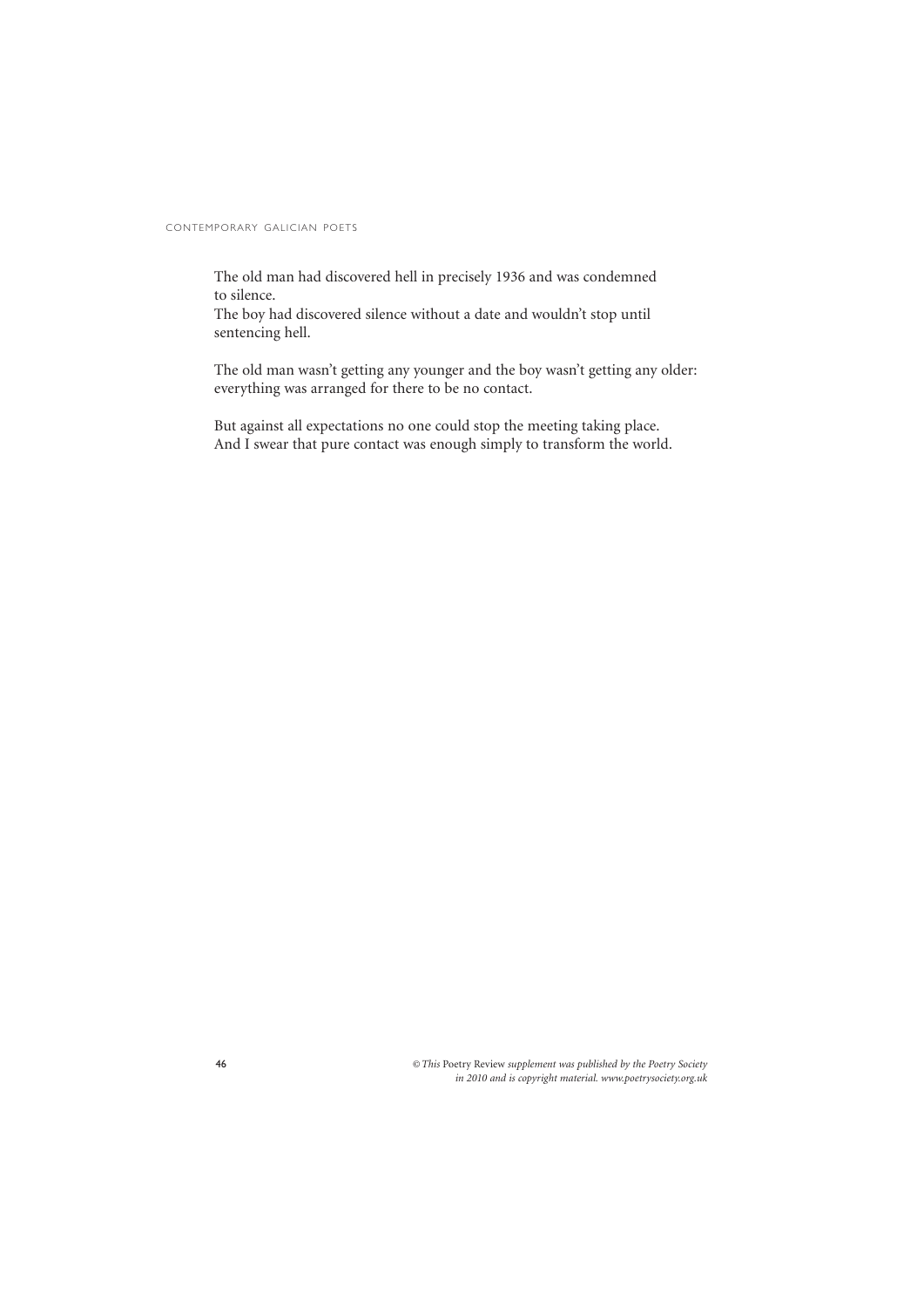The old man had discovered hell in precisely 1936 and was condemned to silence.
The boy had discovered silence without a date and wouldn't stop until sentencing hell.

The old man wasn't getting any younger and the boy wasn't getting any older: everything was arranged for there to be no contact.

But against all expectations no one could stop the meeting taking place.
And I swear that pure contact was enough simply to transform the world.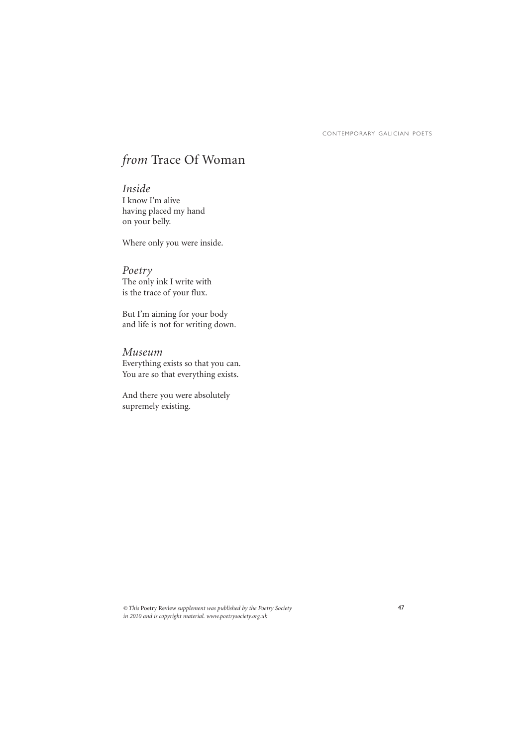# *from* Trace Of Woman

### *Inside*

I know I'm alive
having placed my hand
on your belly.

Where only you were inside.

### *Poetry*

The only ink I write with
is the trace of your flux.

But I'm aiming for your body
and life is not for writing down.

### *Museum*

Everything exists so that you can.
You are so that everything exists.

And there you were absolutely
supremely existing.

*© This* Poetry Review *supplement was published by the Poetry Society in 2010 and is copyright material. www.poetrysociety.org.uk*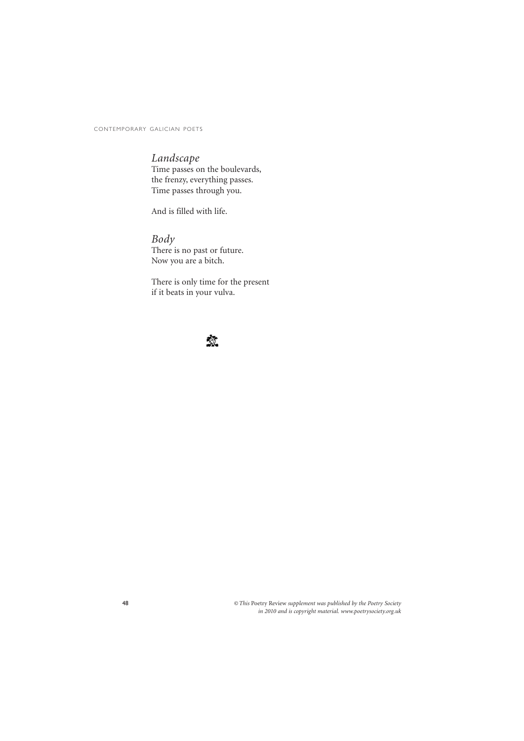## *Landscape*

Time passes on the boulevards,
the frenzy, everything passes.
Time passes through you.

And is filled with life.

## *Body*

There is no past or future.
Now you are a bitch.

There is only time for the present
if it beats in your vulva.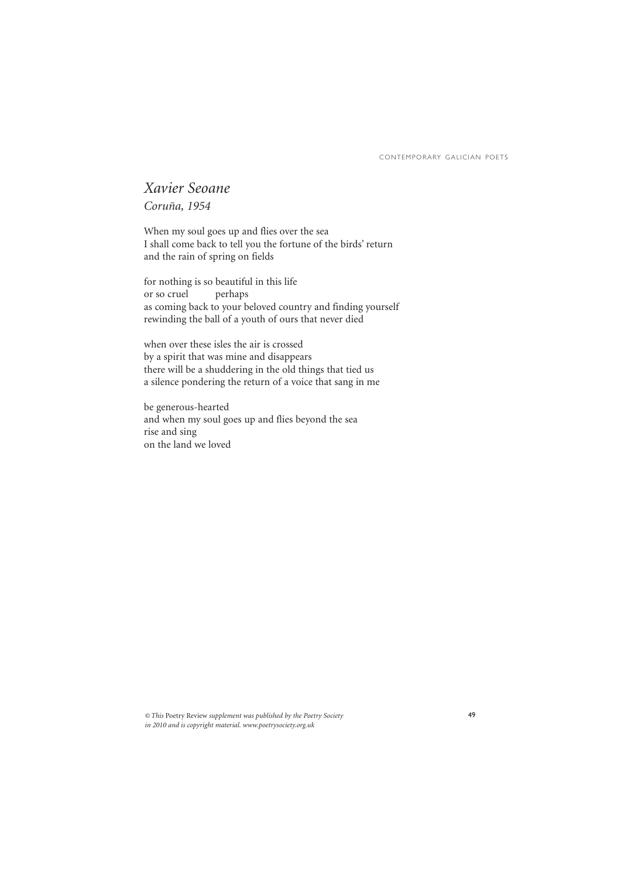## *Xavier Seoane*

*Coruña, 1954*

When my soul goes up and flies over the sea  
I shall come back to tell you the fortune of the birds' return  
and the rain of spring on fields

for nothing is so beautiful in this life  
or so cruel          perhaps  
as coming back to your beloved country and finding yourself  
rewinding the ball of a youth of ours that never died

when over these isles the air is crossed  
by a spirit that was mine and disappears  
there will be a shuddering in the old things that tied us  
a silence pondering the return of a voice that sang in me

be generous-hearted  
and when my soul goes up and flies beyond the sea  
rise and sing  
on the land we loved

*© This* Poetry Review *supplement was published by the Poetry Society in 2010 and is copyright material. www.poetrysociety.org.uk*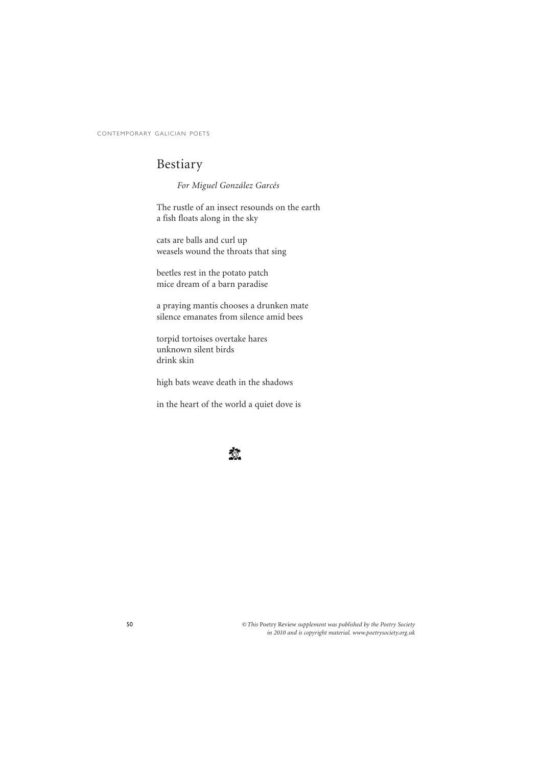# Bestiary

*For Miguel González Garcés*

The rustle of an insect resounds on the earth
a fish floats along in the sky

cats are balls and curl up
weasels wound the throats that sing

beetles rest in the potato patch
mice dream of a barn paradise

a praying mantis chooses a drunken mate
silence emanates from silence amid bees

torpid tortoises overtake hares
unknown silent birds
drink skin

high bats weave death in the shadows

in the heart of the world a quiet dove is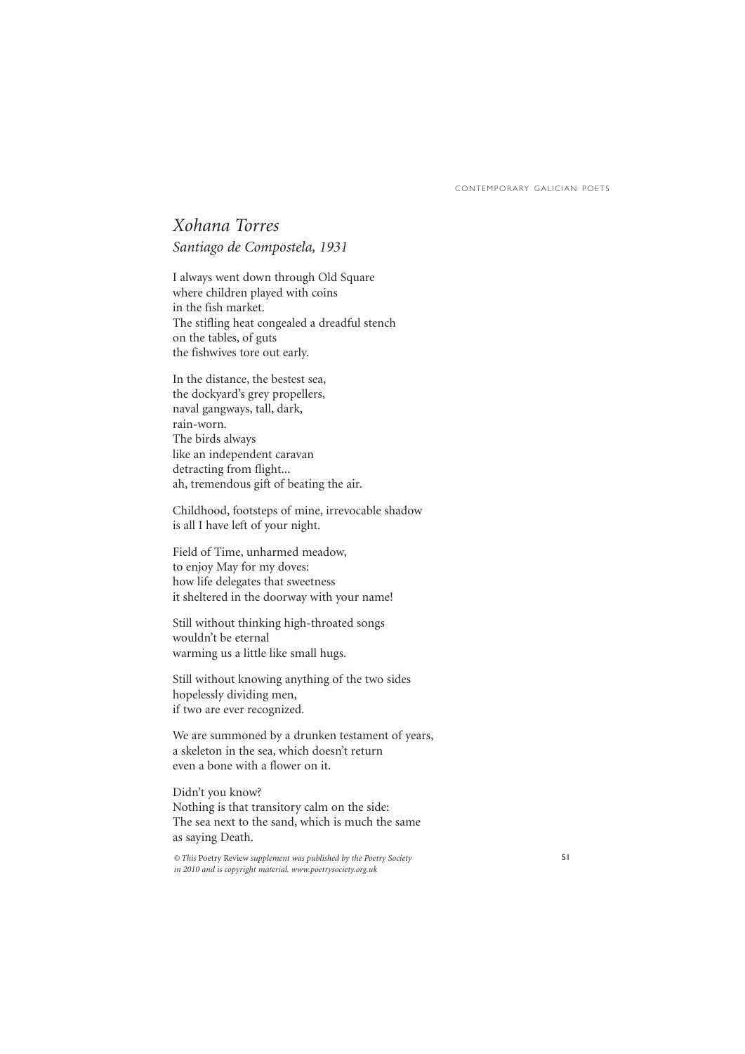## *Xohana Torres*

*Santiago de Compostela, 1931*

I always went down through Old Square
where children played with coins
in the fish market.
The stifling heat congealed a dreadful stench
on the tables, of guts
the fishwives tore out early.

In the distance, the bestest sea,
the dockyard's grey propellers,
naval gangways, tall, dark,
rain-worn.
The birds always
like an independent caravan
detracting from flight...
ah, tremendous gift of beating the air.

Childhood, footsteps of mine, irrevocable shadow
is all I have left of your night.

Field of Time, unharmed meadow,
to enjoy May for my doves:
how life delegates that sweetness
it sheltered in the doorway with your name!

Still without thinking high-throated songs
wouldn't be eternal
warming us a little like small hugs.

Still without knowing anything of the two sides
hopelessly dividing men,
if two are ever recognized.

We are summoned by a drunken testament of years,
a skeleton in the sea, which doesn't return
even a bone with a flower on it.

Didn't you know?
Nothing is that transitory calm on the side:
The sea next to the sand, which is much the same
as saying Death.

*© This* Poetry Review *supplement was published by the Poetry Society in 2010 and is copyright material. www.poetrysociety.org.uk*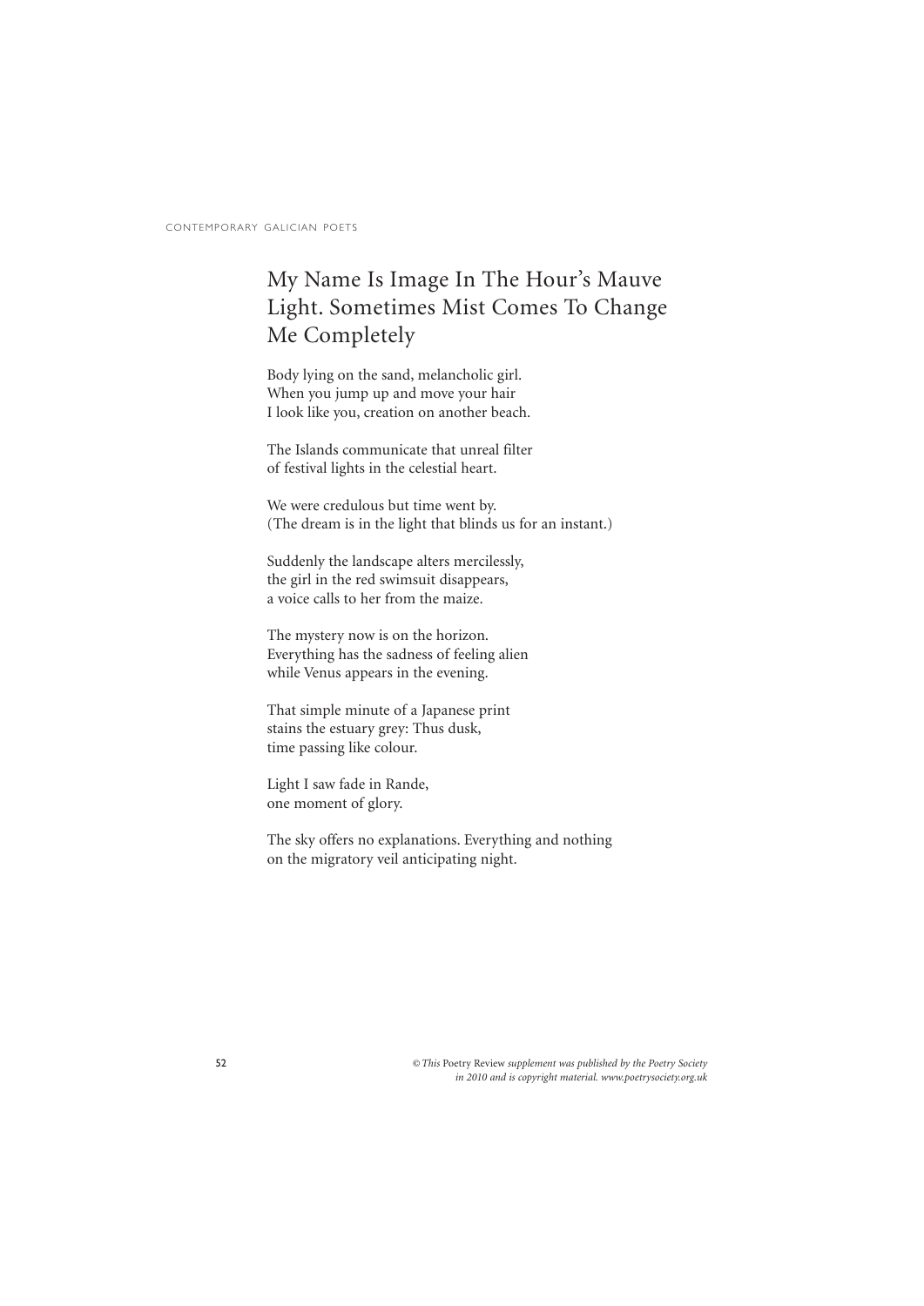# My Name Is Image In The Hour's Mauve Light. Sometimes Mist Comes To Change Me Completely

Body lying on the sand, melancholic girl.
When you jump up and move your hair
I look like you, creation on another beach.

The Islands communicate that unreal filter
of festival lights in the celestial heart.

We were credulous but time went by.
(The dream is in the light that blinds us for an instant.)

Suddenly the landscape alters mercilessly,
the girl in the red swimsuit disappears,
a voice calls to her from the maize.

The mystery now is on the horizon.
Everything has the sadness of feeling alien
while Venus appears in the evening.

That simple minute of a Japanese print
stains the estuary grey: Thus dusk,
time passing like colour.

Light I saw fade in Rande,
one moment of glory.

The sky offers no explanations. Everything and nothing
on the migratory veil anticipating night.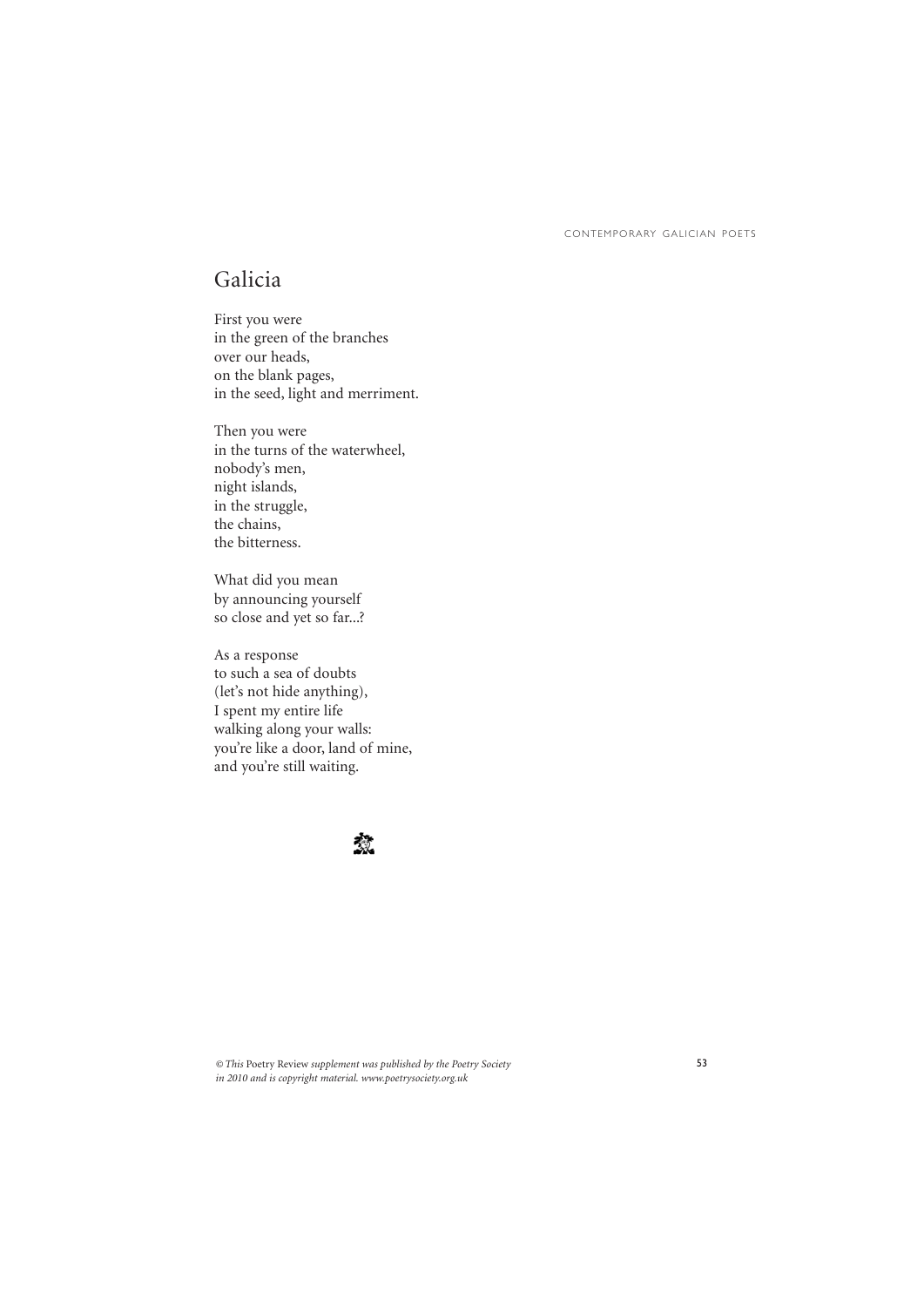## Galicia

First you were  
in the green of the branches  
over our heads,  
on the blank pages,  
in the seed, light and merriment.

Then you were  
in the turns of the waterwheel,  
nobody's men,  
night islands,  
in the struggle,  
the chains,  
the bitterness.

What did you mean  
by announcing yourself  
so close and yet so far...?

As a response  
to such a sea of doubts  
(let's not hide anything),  
I spent my entire life  
walking along your walls:  
you're like a door, land of mine,  
and you're still waiting.

*© This* Poetry Review *supplement was published by the Poetry Society in 2010 and is copyright material. www.poetrysociety.org.uk*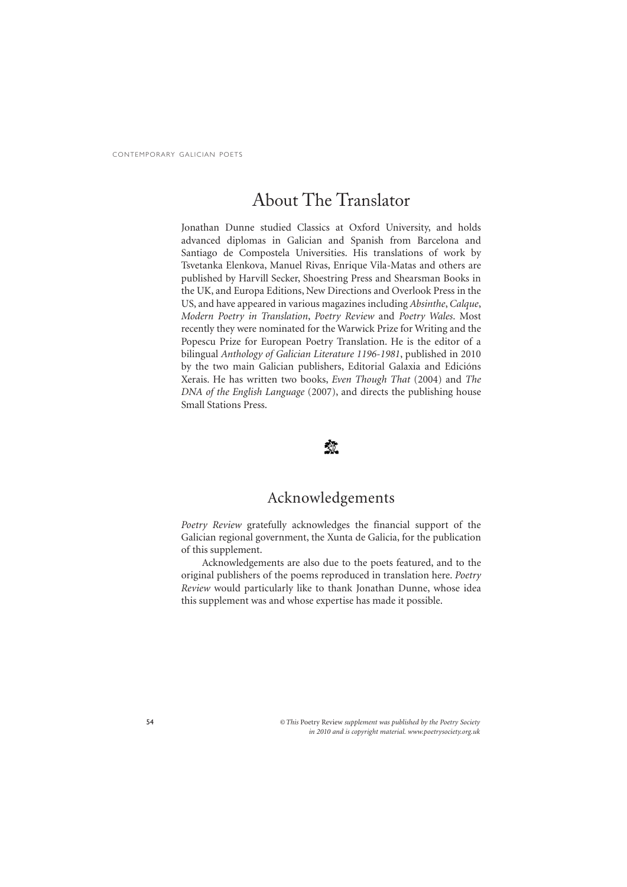# About The Translator

Jonathan Dunne studied Classics at Oxford University, and holds advanced diplomas in Galician and Spanish from Barcelona and Santiago de Compostela Universities. His translations of work by Tsvetanka Elenkova, Manuel Rivas, Enrique Vila-Matas and others are published by Harvill Secker, Shoestring Press and Shearsman Books in the UK, and Europa Editions, New Directions and Overlook Press in the US, and have appeared in various magazines including *Absinthe*, *Calque*, *Modern Poetry in Translation*, *Poetry Review* and *Poetry Wales*. Most recently they were nominated for the Warwick Prize for Writing and the Popescu Prize for European Poetry Translation. He is the editor of a bilingual *Anthology of Galician Literature 1196-1981*, published in 2010 by the two main Galician publishers, Editorial Galaxia and Edicións Xerais. He has written two books, *Even Though That* (2004) and *The DNA of the English Language* (2007), and directs the publishing house Small Stations Press.

# Acknowledgements

*Poetry Review* gratefully acknowledges the financial support of the Galician regional government, the Xunta de Galicia, for the publication of this supplement.

Acknowledgements are also due to the poets featured, and to the original publishers of the poems reproduced in translation here. *Poetry Review* would particularly like to thank Jonathan Dunne, whose idea this supplement was and whose expertise has made it possible.

*© This* Poetry Review *supplement was published by the Poetry Society in 2010 and is copyright material. www.poetrysociety.org.uk*